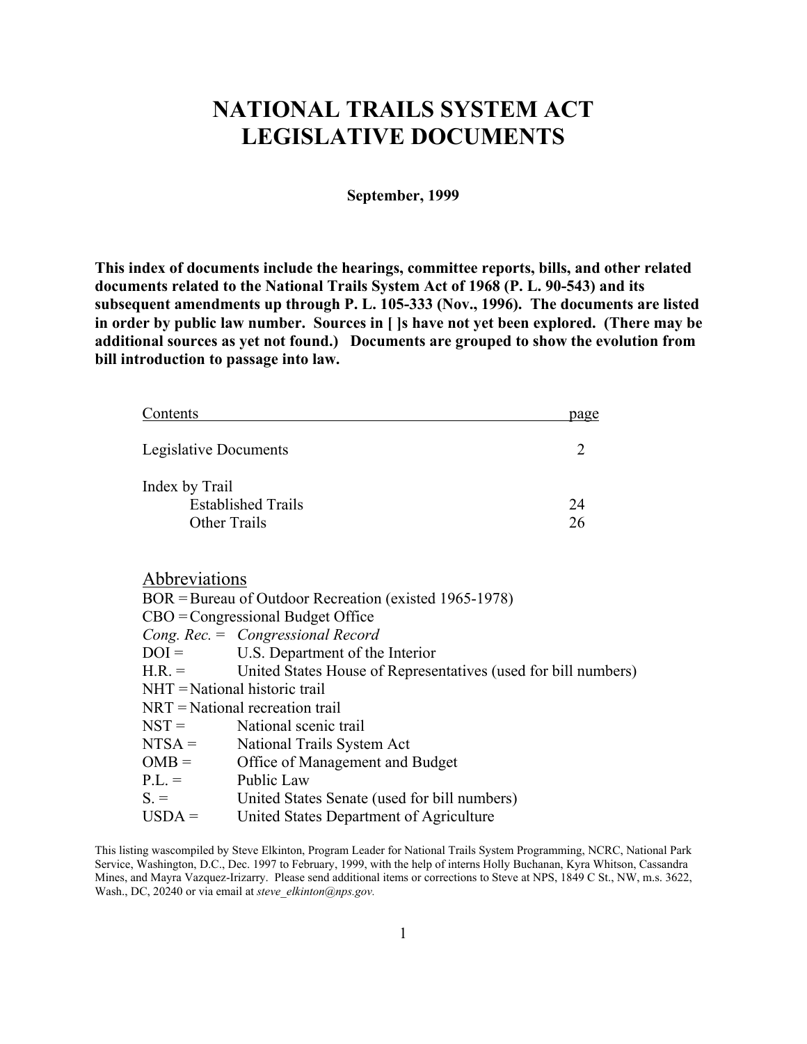# NATIONAL TRAILS SYSTEM ACT LEGISLATIVE DOCUMENTS

**September, 1999**

**This index of documents include the hearings, committee reports, bills, and other related documents related to the National Trails System Act of 1968 (P. L. 90-543) and its subsequent amendments up through P. L. 105-333 (Nov., 1996). The documents are listed in order by public law number. Sources in [ ]s have not yet been explored. (There may be additional sources as yet not found.) Documents are grouped to show the evolution from bill introduction to passage into law.**

| Contents | page |
| --- | --- |
| Legislative Documents | 2 |
| Index by Trail | |
| Established Trails | 24 |
| Other Trails | 26 |

## Abbreviations

BOR = Bureau of Outdoor Recreation (existed 1965-1978)
CBO = Congressional Budget Office
*Cong. Rec.* = *Congressional Record*
DOI = U.S. Department of the Interior
H.R. = United States House of Representatives (used for bill numbers)
NHT = National historic trail
NRT = National recreation trail
NST = National scenic trail
NTSA = National Trails System Act
OMB = Office of Management and Budget
P.L. = Public Law
S. = United States Senate (used for bill numbers)
USDA = United States Department of Agriculture

This listing wascompiled by Steve Elkinton, Program Leader for National Trails System Programming, NCRC, National Park Service, Washington, D.C., Dec. 1997 to February, 1999, with the help of interns Holly Buchanan, Kyra Whitson, Cassandra Mines, and Mayra Vazquez-Irizarry. Please send additional items or corrections to Steve at NPS, 1849 C St., NW, m.s. 3622, Wash., DC, 20240 or via email at *steve_elkinton@nps.gov.*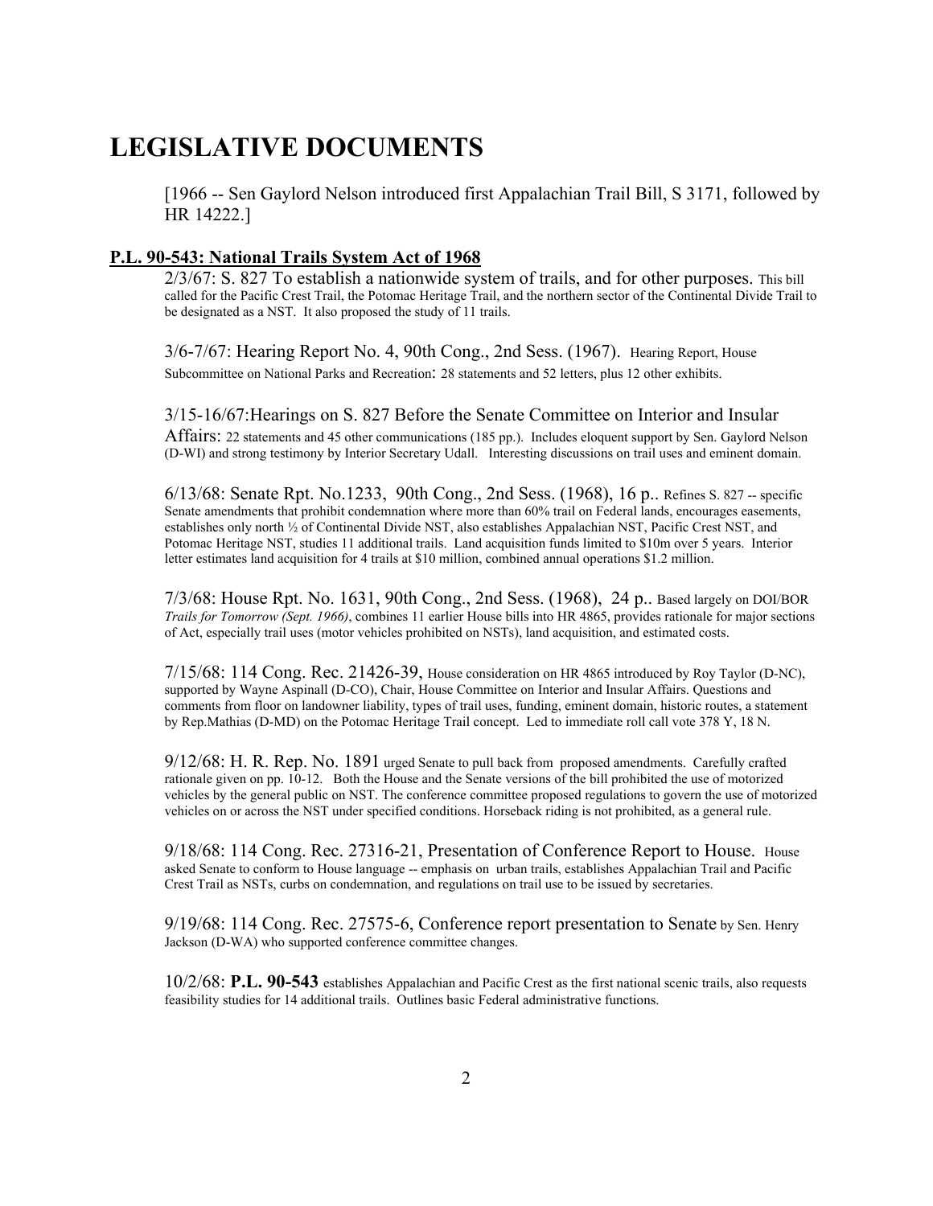# LEGISLATIVE DOCUMENTS

[1966 -- Sen Gaylord Nelson introduced first Appalachian Trail Bill, S 3171, followed by HR 14222.]

## P.L. 90-543: National Trails System Act of 1968

2/3/67: S. 827 To establish a nationwide system of trails, and for other purposes. This bill called for the Pacific Crest Trail, the Potomac Heritage Trail, and the northern sector of the Continental Divide Trail to be designated as a NST. It also proposed the study of 11 trails.

3/6-7/67: Hearing Report No. 4, 90th Cong., 2nd Sess. (1967). Hearing Report, House Subcommittee on National Parks and Recreation: 28 statements and 52 letters, plus 12 other exhibits.

3/15-16/67:Hearings on S. 827 Before the Senate Committee on Interior and Insular Affairs: 22 statements and 45 other communications (185 pp.). Includes eloquent support by Sen. Gaylord Nelson (D-WI) and strong testimony by Interior Secretary Udall. Interesting discussions on trail uses and eminent domain.

6/13/68: Senate Rpt. No.1233, 90th Cong., 2nd Sess. (1968), 16 p.. Refines S. 827 -- specific Senate amendments that prohibit condemnation where more than 60% trail on Federal lands, encourages easements, establishes only north ½ of Continental Divide NST, also establishes Appalachian NST, Pacific Crest NST, and Potomac Heritage NST, studies 11 additional trails. Land acquisition funds limited to $10m over 5 years. Interior letter estimates land acquisition for 4 trails at $10 million, combined annual operations $1.2 million.

7/3/68: House Rpt. No. 1631, 90th Cong., 2nd Sess. (1968), 24 p.. Based largely on DOI/BOR *Trails for Tomorrow (Sept. 1966)*, combines 11 earlier House bills into HR 4865, provides rationale for major sections of Act, especially trail uses (motor vehicles prohibited on NSTs), land acquisition, and estimated costs.

7/15/68: 114 Cong. Rec. 21426-39, House consideration on HR 4865 introduced by Roy Taylor (D-NC), supported by Wayne Aspinall (D-CO), Chair, House Committee on Interior and Insular Affairs. Questions and comments from floor on landowner liability, types of trail uses, funding, eminent domain, historic routes, a statement by Rep.Mathias (D-MD) on the Potomac Heritage Trail concept. Led to immediate roll call vote 378 Y, 18 N.

9/12/68: H. R. Rep. No. 1891 urged Senate to pull back from proposed amendments. Carefully crafted rationale given on pp. 10-12. Both the House and the Senate versions of the bill prohibited the use of motorized vehicles by the general public on NST. The conference committee proposed regulations to govern the use of motorized vehicles on or across the NST under specified conditions. Horseback riding is not prohibited, as a general rule.

9/18/68: 114 Cong. Rec. 27316-21, Presentation of Conference Report to House. House asked Senate to conform to House language -- emphasis on urban trails, establishes Appalachian Trail and Pacific Crest Trail as NSTs, curbs on condemnation, and regulations on trail use to be issued by secretaries.

9/19/68: 114 Cong. Rec. 27575-6, Conference report presentation to Senate by Sen. Henry Jackson (D-WA) who supported conference committee changes.

10/2/68: **P.L. 90-543** establishes Appalachian and Pacific Crest as the first national scenic trails, also requests feasibility studies for 14 additional trails. Outlines basic Federal administrative functions.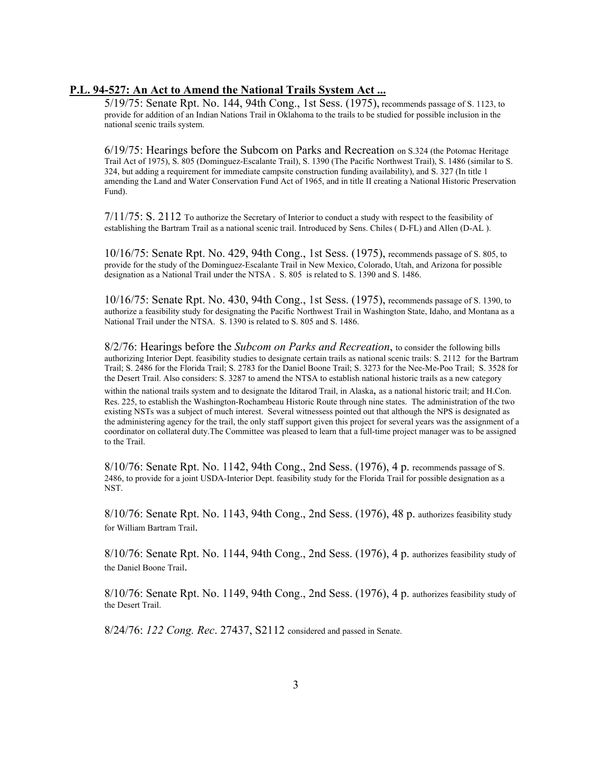**P.L. 94-527: An Act to Amend the National Trails System Act ...**

5/19/75: Senate Rpt. No. 144, 94th Cong., 1st Sess. (1975), recommends passage of S. 1123, to provide for addition of an Indian Nations Trail in Oklahoma to the trails to be studied for possible inclusion in the national scenic trails system.

6/19/75: Hearings before the Subcom on Parks and Recreation on S.324 (the Potomac Heritage Trail Act of 1975), S. 805 (Dominguez-Escalante Trail), S. 1390 (The Pacific Northwest Trail), S. 1486 (similar to S. 324, but adding a requirement for immediate campsite construction funding availability), and S. 327 (In title 1 amending the Land and Water Conservation Fund Act of 1965, and in title II creating a National Historic Preservation Fund).

7/11/75: S. 2112 To authorize the Secretary of Interior to conduct a study with respect to the feasibility of establishing the Bartram Trail as a national scenic trail. Introduced by Sens. Chiles ( D-FL) and Allen (D-AL ).

10/16/75: Senate Rpt. No. 429, 94th Cong., 1st Sess. (1975), recommends passage of S. 805, to provide for the study of the Dominguez-Escalante Trail in New Mexico, Colorado, Utah, and Arizona for possible designation as a National Trail under the NTSA . S. 805 is related to S. 1390 and S. 1486.

10/16/75: Senate Rpt. No. 430, 94th Cong., 1st Sess. (1975), recommends passage of S. 1390, to authorize a feasibility study for designating the Pacific Northwest Trail in Washington State, Idaho, and Montana as a National Trail under the NTSA. S. 1390 is related to S. 805 and S. 1486.

8/2/76: Hearings before the *Subcom on Parks and Recreation*, to consider the following bills authorizing Interior Dept. feasibility studies to designate certain trails as national scenic trails: S. 2112 for the Bartram Trail; S. 2486 for the Florida Trail; S. 2783 for the Daniel Boone Trail; S. 3273 for the Nee-Me-Poo Trail; S. 3528 for the Desert Trail. Also considers: S. 3287 to amend the NTSA to establish national historic trails as a new category within the national trails system and to designate the Iditarod Trail, in Alaska, as a national historic trail; and H.Con. Res. 225, to establish the Washington-Rochambeau Historic Route through nine states. The administration of the two existing NSTs was a subject of much interest. Several witnessess pointed out that although the NPS is designated as the administering agency for the trail, the only staff support given this project for several years was the assignment of a coordinator on collateral duty.The Committee was pleased to learn that a full-time project manager was to be assigned to the Trail.

8/10/76: Senate Rpt. No. 1142, 94th Cong., 2nd Sess. (1976), 4 p. recommends passage of S. 2486, to provide for a joint USDA-Interior Dept. feasibility study for the Florida Trail for possible designation as a NST.

8/10/76: Senate Rpt. No. 1143, 94th Cong., 2nd Sess. (1976), 48 p. authorizes feasibility study for William Bartram Trail.

8/10/76: Senate Rpt. No. 1144, 94th Cong., 2nd Sess. (1976), 4 p. authorizes feasibility study of the Daniel Boone Trail.

8/10/76: Senate Rpt. No. 1149, 94th Cong., 2nd Sess. (1976), 4 p. authorizes feasibility study of the Desert Trail.

8/24/76: *122 Cong. Rec*. 27437, S2112 considered and passed in Senate.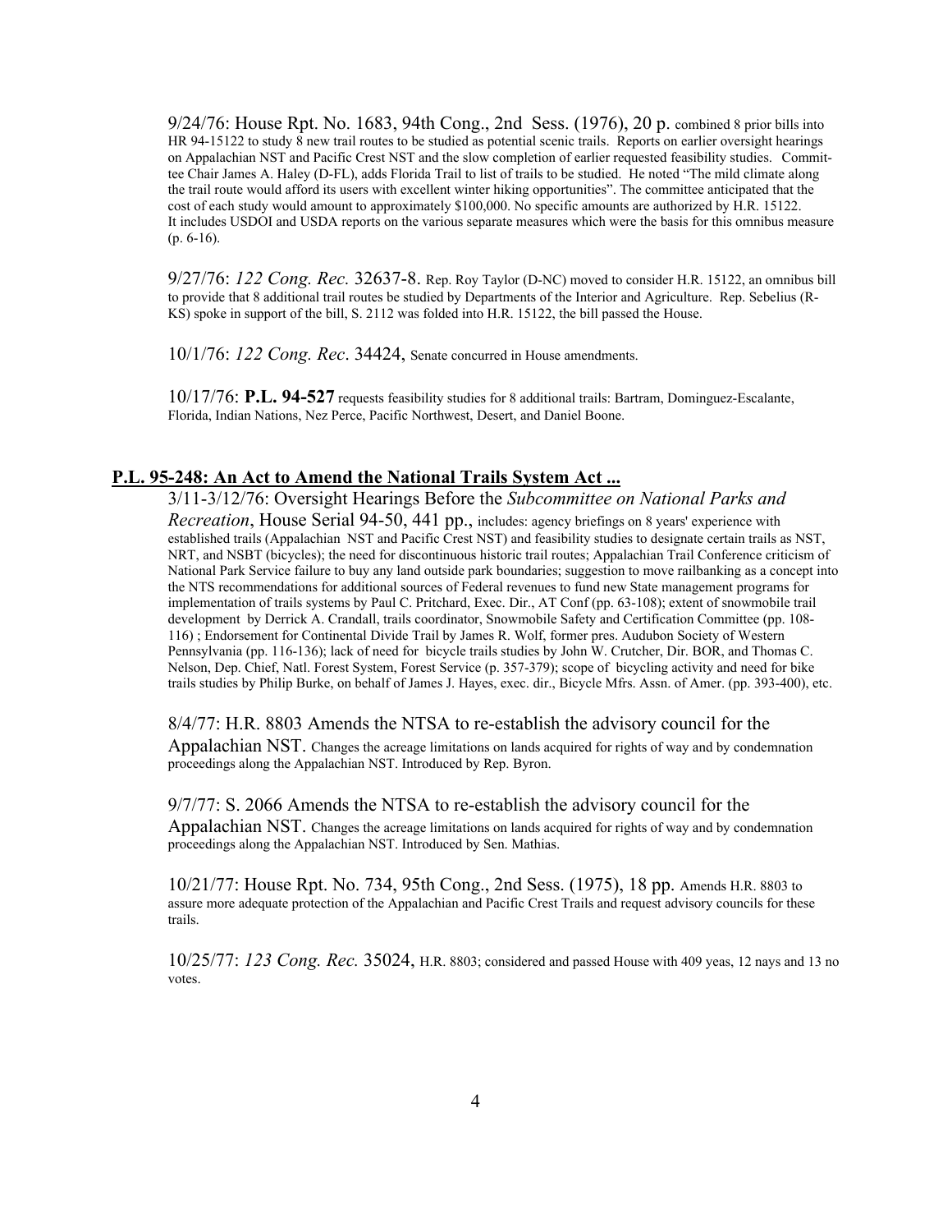9/24/76: House Rpt. No. 1683, 94th Cong., 2nd Sess. (1976), 20 p. combined 8 prior bills into HR 94-15122 to study 8 new trail routes to be studied as potential scenic trails. Reports on earlier oversight hearings on Appalachian NST and Pacific Crest NST and the slow completion of earlier requested feasibility studies. Committee Chair James A. Haley (D-FL), adds Florida Trail to list of trails to be studied. He noted "The mild climate along the trail route would afford its users with excellent winter hiking opportunities". The committee anticipated that the cost of each study would amount to approximately $100,000. No specific amounts are authorized by H.R. 15122. It includes USDOI and USDA reports on the various separate measures which were the basis for this omnibus measure (p. 6-16).

9/27/76: *122 Cong. Rec.* 32637-8. Rep. Roy Taylor (D-NC) moved to consider H.R. 15122, an omnibus bill to provide that 8 additional trail routes be studied by Departments of the Interior and Agriculture. Rep. Sebelius (R-KS) spoke in support of the bill, S. 2112 was folded into H.R. 15122, the bill passed the House.

10/1/76: *122 Cong. Rec*. 34424, Senate concurred in House amendments.

10/17/76: **P.L. 94-527** requests feasibility studies for 8 additional trails: Bartram, Dominguez-Escalante, Florida, Indian Nations, Nez Perce, Pacific Northwest, Desert, and Daniel Boone.

## **P.L. 95-248: An Act to Amend the National Trails System Act ...**

3/11-3/12/76: Oversight Hearings Before the *Subcommittee on National Parks and Recreation*, House Serial 94-50, 441 pp., includes: agency briefings on 8 years' experience with established trails (Appalachian NST and Pacific Crest NST) and feasibility studies to designate certain trails as NST, NRT, and NSBT (bicycles); the need for discontinuous historic trail routes; Appalachian Trail Conference criticism of National Park Service failure to buy any land outside park boundaries; suggestion to move railbanking as a concept into the NTS recommendations for additional sources of Federal revenues to fund new State management programs for implementation of trails systems by Paul C. Pritchard, Exec. Dir., AT Conf (pp. 63-108); extent of snowmobile trail development by Derrick A. Crandall, trails coordinator, Snowmobile Safety and Certification Committee (pp. 108-116) ; Endorsement for Continental Divide Trail by James R. Wolf, former pres. Audubon Society of Western Pennsylvania (pp. 116-136); lack of need for bicycle trails studies by John W. Crutcher, Dir. BOR, and Thomas C. Nelson, Dep. Chief, Natl. Forest System, Forest Service (p. 357-379); scope of bicycling activity and need for bike trails studies by Philip Burke, on behalf of James J. Hayes, exec. dir., Bicycle Mfrs. Assn. of Amer. (pp. 393-400), etc.

8/4/77: H.R. 8803 Amends the NTSA to re-establish the advisory council for the Appalachian NST. Changes the acreage limitations on lands acquired for rights of way and by condemnation proceedings along the Appalachian NST. Introduced by Rep. Byron.

9/7/77: S. 2066 Amends the NTSA to re-establish the advisory council for the Appalachian NST. Changes the acreage limitations on lands acquired for rights of way and by condemnation proceedings along the Appalachian NST. Introduced by Sen. Mathias.

10/21/77: House Rpt. No. 734, 95th Cong., 2nd Sess. (1975), 18 pp. Amends H.R. 8803 to assure more adequate protection of the Appalachian and Pacific Crest Trails and request advisory councils for these trails.

10/25/77: *123 Cong. Rec.* 35024, H.R. 8803; considered and passed House with 409 yeas, 12 nays and 13 no votes.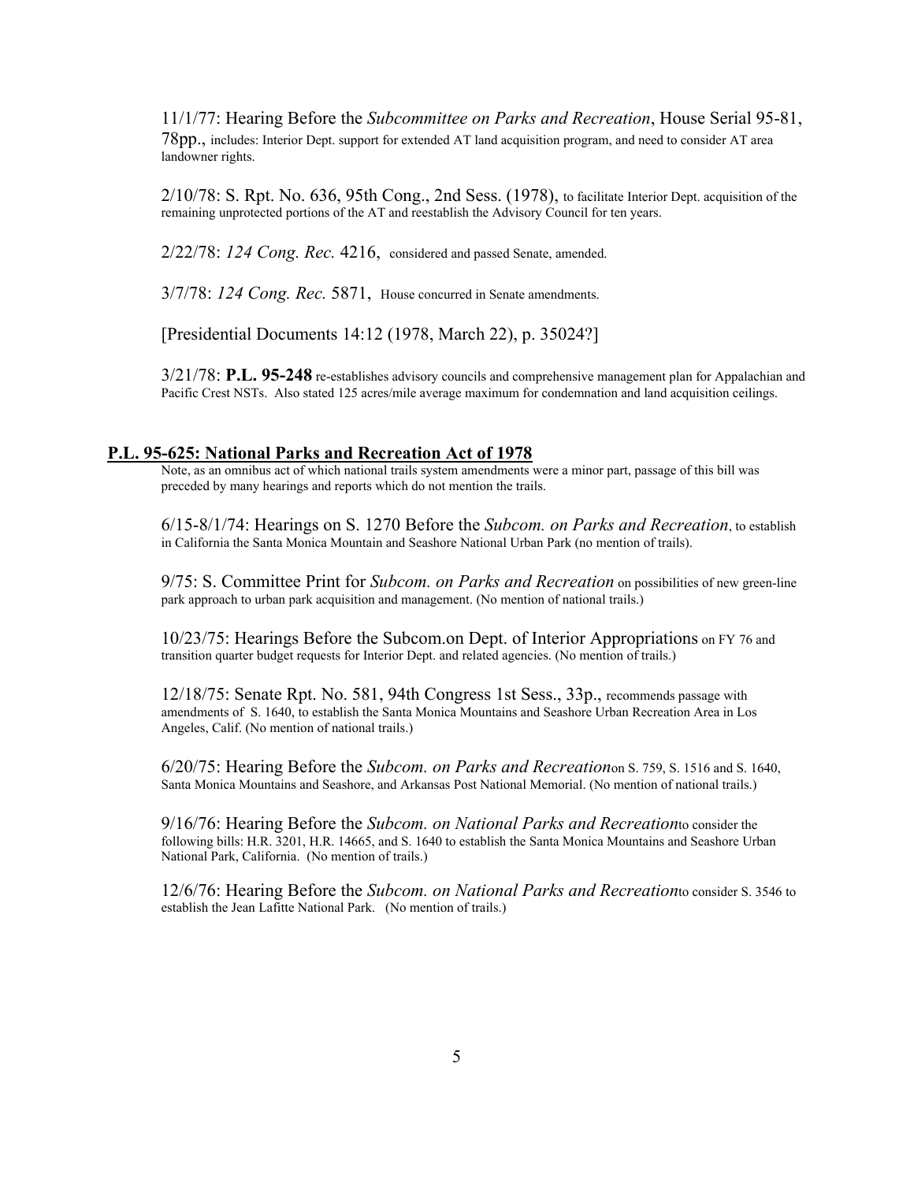11/1/77: Hearing Before the *Subcommittee on Parks and Recreation*, House Serial 95-81, 78pp., includes: Interior Dept. support for extended AT land acquisition program, and need to consider AT area landowner rights.

2/10/78: S. Rpt. No. 636, 95th Cong., 2nd Sess. (1978), to facilitate Interior Dept. acquisition of the remaining unprotected portions of the AT and reestablish the Advisory Council for ten years.

2/22/78: *124 Cong. Rec.* 4216, considered and passed Senate, amended.

3/7/78: *124 Cong. Rec.* 5871, House concurred in Senate amendments.

[Presidential Documents 14:12 (1978, March 22), p. 35024?]

3/21/78: **P.L. 95-248** re-establishes advisory councils and comprehensive management plan for Appalachian and Pacific Crest NSTs. Also stated 125 acres/mile average maximum for condemnation and land acquisition ceilings.

## P.L. 95-625: National Parks and Recreation Act of 1978

Note, as an omnibus act of which national trails system amendments were a minor part, passage of this bill was preceded by many hearings and reports which do not mention the trails.

6/15-8/1/74: Hearings on S. 1270 Before the *Subcom. on Parks and Recreation*, to establish in California the Santa Monica Mountain and Seashore National Urban Park (no mention of trails).

9/75: S. Committee Print for *Subcom. on Parks and Recreation* on possibilities of new green-line park approach to urban park acquisition and management. (No mention of national trails.)

10/23/75: Hearings Before the Subcom.on Dept. of Interior Appropriations on FY 76 and transition quarter budget requests for Interior Dept. and related agencies. (No mention of trails.)

12/18/75: Senate Rpt. No. 581, 94th Congress 1st Sess., 33p., recommends passage with amendments of S. 1640, to establish the Santa Monica Mountains and Seashore Urban Recreation Area in Los Angeles, Calif. (No mention of national trails.)

6/20/75: Hearing Before the *Subcom. on Parks and Recreation*on S. 759, S. 1516 and S. 1640, Santa Monica Mountains and Seashore, and Arkansas Post National Memorial. (No mention of national trails.)

9/16/76: Hearing Before the *Subcom. on National Parks and Recreation*to consider the following bills: H.R. 3201, H.R. 14665, and S. 1640 to establish the Santa Monica Mountains and Seashore Urban National Park, California. (No mention of trails.)

12/6/76: Hearing Before the *Subcom. on National Parks and Recreation*to consider S. 3546 to establish the Jean Lafitte National Park. (No mention of trails.)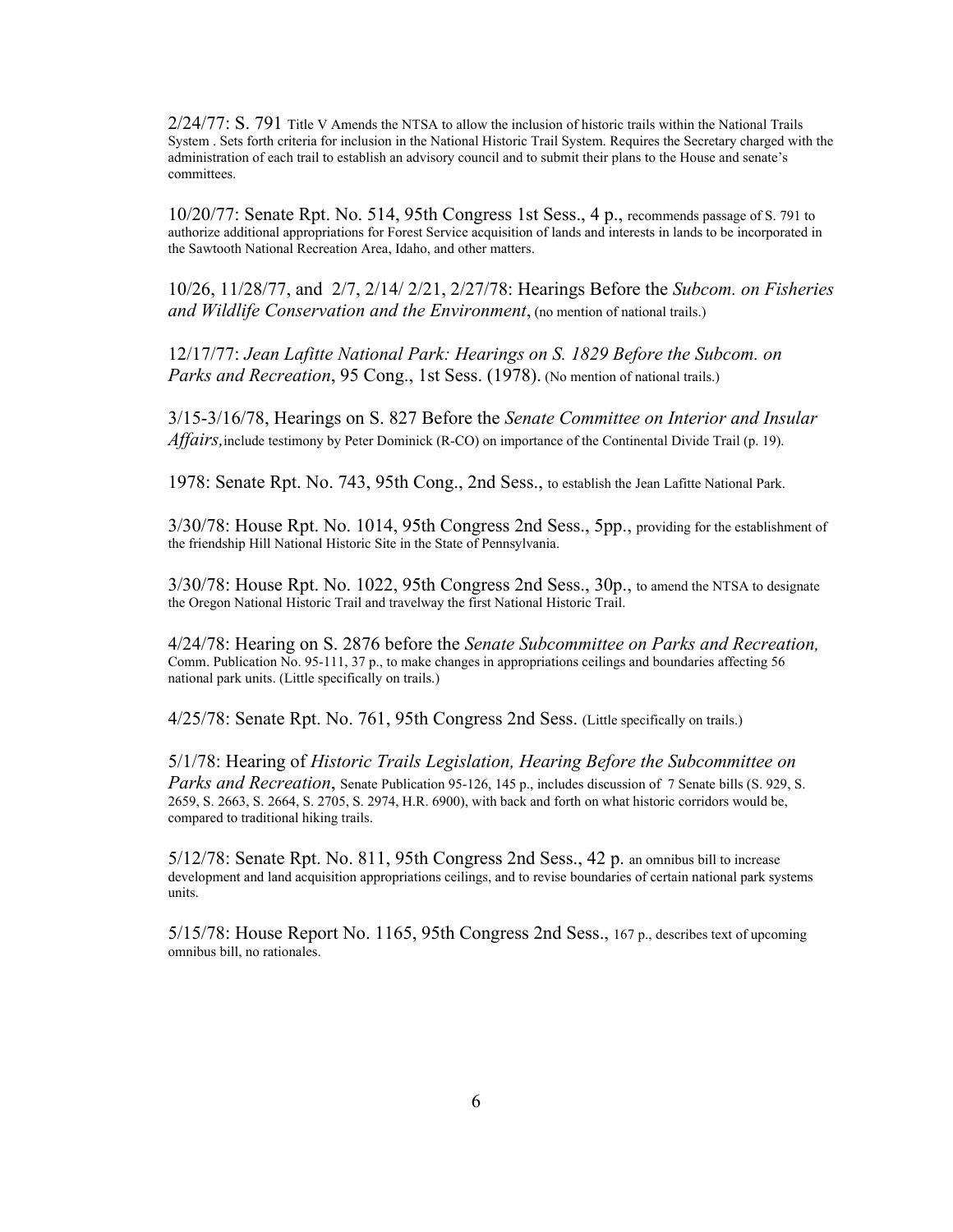2/24/77: S. 791 Title V Amends the NTSA to allow the inclusion of historic trails within the National Trails System . Sets forth criteria for inclusion in the National Historic Trail System. Requires the Secretary charged with the administration of each trail to establish an advisory council and to submit their plans to the House and senate's committees.

10/20/77: Senate Rpt. No. 514, 95th Congress 1st Sess., 4 p., recommends passage of S. 791 to authorize additional appropriations for Forest Service acquisition of lands and interests in lands to be incorporated in the Sawtooth National Recreation Area, Idaho, and other matters.

10/26, 11/28/77, and 2/7, 2/14/ 2/21, 2/27/78: Hearings Before the *Subcom. on Fisheries and Wildlife Conservation and the Environment*, (no mention of national trails.)

12/17/77: *Jean Lafitte National Park: Hearings on S. 1829 Before the Subcom. on Parks and Recreation*, 95 Cong., 1st Sess. (1978). (No mention of national trails.)

3/15-3/16/78, Hearings on S. 827 Before the *Senate Committee on Interior and Insular Affairs,* include testimony by Peter Dominick (R-CO) on importance of the Continental Divide Trail (p. 19).

1978: Senate Rpt. No. 743, 95th Cong., 2nd Sess., to establish the Jean Lafitte National Park.

3/30/78: House Rpt. No. 1014, 95th Congress 2nd Sess., 5pp., providing for the establishment of the friendship Hill National Historic Site in the State of Pennsylvania.

3/30/78: House Rpt. No. 1022, 95th Congress 2nd Sess., 30p., to amend the NTSA to designate the Oregon National Historic Trail and travelway the first National Historic Trail.

4/24/78: Hearing on S. 2876 before the *Senate Subcommittee on Parks and Recreation,* Comm. Publication No. 95-111, 37 p., to make changes in appropriations ceilings and boundaries affecting 56 national park units. (Little specifically on trails.)

4/25/78: Senate Rpt. No. 761, 95th Congress 2nd Sess. (Little specifically on trails.)

5/1/78: Hearing of *Historic Trails Legislation, Hearing Before the Subcommittee on Parks and Recreation*, Senate Publication 95-126, 145 p., includes discussion of 7 Senate bills (S. 929, S. 2659, S. 2663, S. 2664, S. 2705, S. 2974, H.R. 6900), with back and forth on what historic corridors would be, compared to traditional hiking trails.

5/12/78: Senate Rpt. No. 811, 95th Congress 2nd Sess., 42 p. an omnibus bill to increase development and land acquisition appropriations ceilings, and to revise boundaries of certain national park systems units.

5/15/78: House Report No. 1165, 95th Congress 2nd Sess., 167 p., describes text of upcoming omnibus bill, no rationales.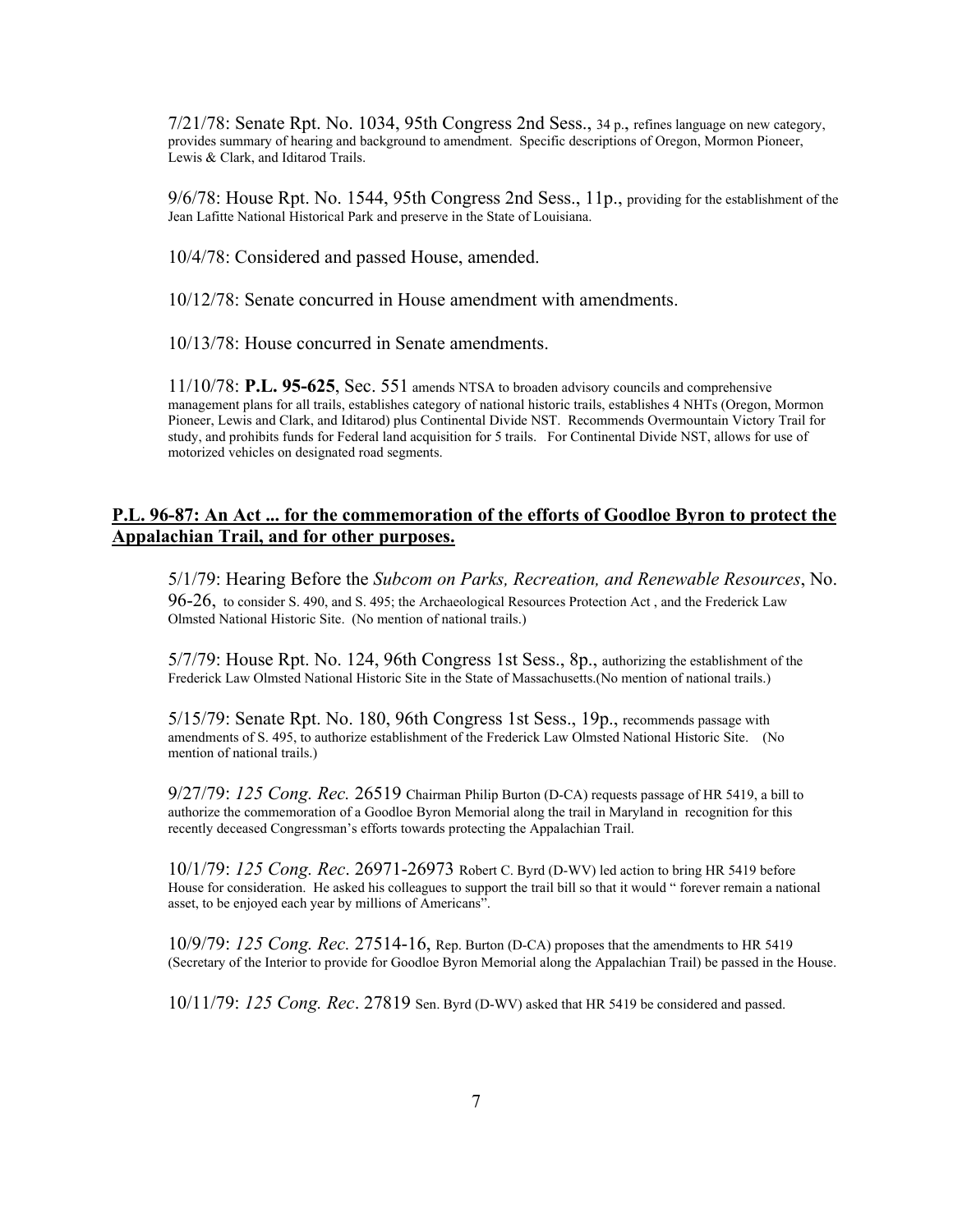7/21/78: Senate Rpt. No. 1034, 95th Congress 2nd Sess., 34 p., refines language on new category, provides summary of hearing and background to amendment. Specific descriptions of Oregon, Mormon Pioneer, Lewis & Clark, and Iditarod Trails.

9/6/78: House Rpt. No. 1544, 95th Congress 2nd Sess., 11p., providing for the establishment of the Jean Lafitte National Historical Park and preserve in the State of Louisiana.

10/4/78: Considered and passed House, amended.

10/12/78: Senate concurred in House amendment with amendments.

10/13/78: House concurred in Senate amendments.

11/10/78: **P.L. 95-625**, Sec. 551 amends NTSA to broaden advisory councils and comprehensive management plans for all trails, establishes category of national historic trails, establishes 4 NHTs (Oregon, Mormon Pioneer, Lewis and Clark, and Iditarod) plus Continental Divide NST. Recommends Overmountain Victory Trail for study, and prohibits funds for Federal land acquisition for 5 trails. For Continental Divide NST, allows for use of motorized vehicles on designated road segments.

## P.L. 96-87: An Act ... for the commemoration of the efforts of Goodloe Byron to protect the Appalachian Trail, and for other purposes.

5/1/79: Hearing Before the *Subcom on Parks, Recreation, and Renewable Resources*, No. 96-26, to consider S. 490, and S. 495; the Archaeological Resources Protection Act , and the Frederick Law Olmsted National Historic Site. (No mention of national trails.)

5/7/79: House Rpt. No. 124, 96th Congress 1st Sess., 8p., authorizing the establishment of the Frederick Law Olmsted National Historic Site in the State of Massachusetts.(No mention of national trails.)

5/15/79: Senate Rpt. No. 180, 96th Congress 1st Sess., 19p., recommends passage with amendments of S. 495, to authorize establishment of the Frederick Law Olmsted National Historic Site. (No mention of national trails.)

9/27/79: *125 Cong. Rec.* 26519 Chairman Philip Burton (D-CA) requests passage of HR 5419, a bill to authorize the commemoration of a Goodloe Byron Memorial along the trail in Maryland in recognition for this recently deceased Congressman's efforts towards protecting the Appalachian Trail.

10/1/79: *125 Cong. Rec*. 26971-26973 Robert C. Byrd (D-WV) led action to bring HR 5419 before House for consideration. He asked his colleagues to support the trail bill so that it would " forever remain a national asset, to be enjoyed each year by millions of Americans".

10/9/79: *125 Cong. Rec.* 27514-16, Rep. Burton (D-CA) proposes that the amendments to HR 5419 (Secretary of the Interior to provide for Goodloe Byron Memorial along the Appalachian Trail) be passed in the House.

10/11/79: *125 Cong. Rec*. 27819 Sen. Byrd (D-WV) asked that HR 5419 be considered and passed.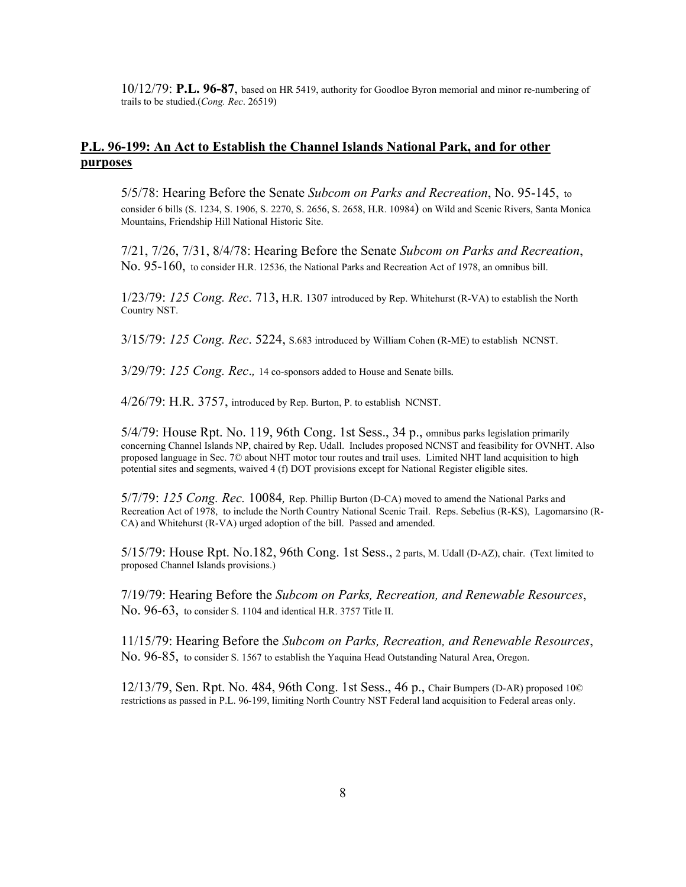10/12/79: **P.L. 96-87**, based on HR 5419, authority for Goodloe Byron memorial and minor re-numbering of trails to be studied.(*Cong. Rec*. 26519)

## **P.L. 96-199: An Act to Establish the Channel Islands National Park, and for other purposes**

5/5/78: Hearing Before the Senate *Subcom on Parks and Recreation*, No. 95-145, to consider 6 bills (S. 1234, S. 1906, S. 2270, S. 2656, S. 2658, H.R. 10984) on Wild and Scenic Rivers, Santa Monica Mountains, Friendship Hill National Historic Site.

7/21, 7/26, 7/31, 8/4/78: Hearing Before the Senate *Subcom on Parks and Recreation*, No. 95-160, to consider H.R. 12536, the National Parks and Recreation Act of 1978, an omnibus bill.

1/23/79: *125 Cong. Rec*. 713, H.R. 1307 introduced by Rep. Whitehurst (R-VA) to establish the North Country NST.

3/15/79: *125 Cong. Rec*. 5224, S.683 introduced by William Cohen (R-ME) to establish NCNST.

3/29/79: *125 Cong. Rec*., 14 co-sponsors added to House and Senate bills.

4/26/79: H.R. 3757, introduced by Rep. Burton, P. to establish NCNST.

5/4/79: House Rpt. No. 119, 96th Cong. 1st Sess., 34 p., omnibus parks legislation primarily concerning Channel Islands NP, chaired by Rep. Udall. Includes proposed NCNST and feasibility for OVNHT. Also proposed language in Sec. 7© about NHT motor tour routes and trail uses. Limited NHT land acquisition to high potential sites and segments, waived 4 (f) DOT provisions except for National Register eligible sites.

5/7/79: *125 Cong. Rec.* 10084, Rep. Phillip Burton (D-CA) moved to amend the National Parks and Recreation Act of 1978, to include the North Country National Scenic Trail. Reps. Sebelius (R-KS), Lagomarsino (R-CA) and Whitehurst (R-VA) urged adoption of the bill. Passed and amended.

5/15/79: House Rpt. No.182, 96th Cong. 1st Sess., 2 parts, M. Udall (D-AZ), chair. (Text limited to proposed Channel Islands provisions.)

7/19/79: Hearing Before the *Subcom on Parks, Recreation, and Renewable Resources*, No. 96-63, to consider S. 1104 and identical H.R. 3757 Title II.

11/15/79: Hearing Before the *Subcom on Parks, Recreation, and Renewable Resources*, No. 96-85, to consider S. 1567 to establish the Yaquina Head Outstanding Natural Area, Oregon.

12/13/79, Sen. Rpt. No. 484, 96th Cong. 1st Sess., 46 p., Chair Bumpers (D-AR) proposed 10© restrictions as passed in P.L. 96-199, limiting North Country NST Federal land acquisition to Federal areas only.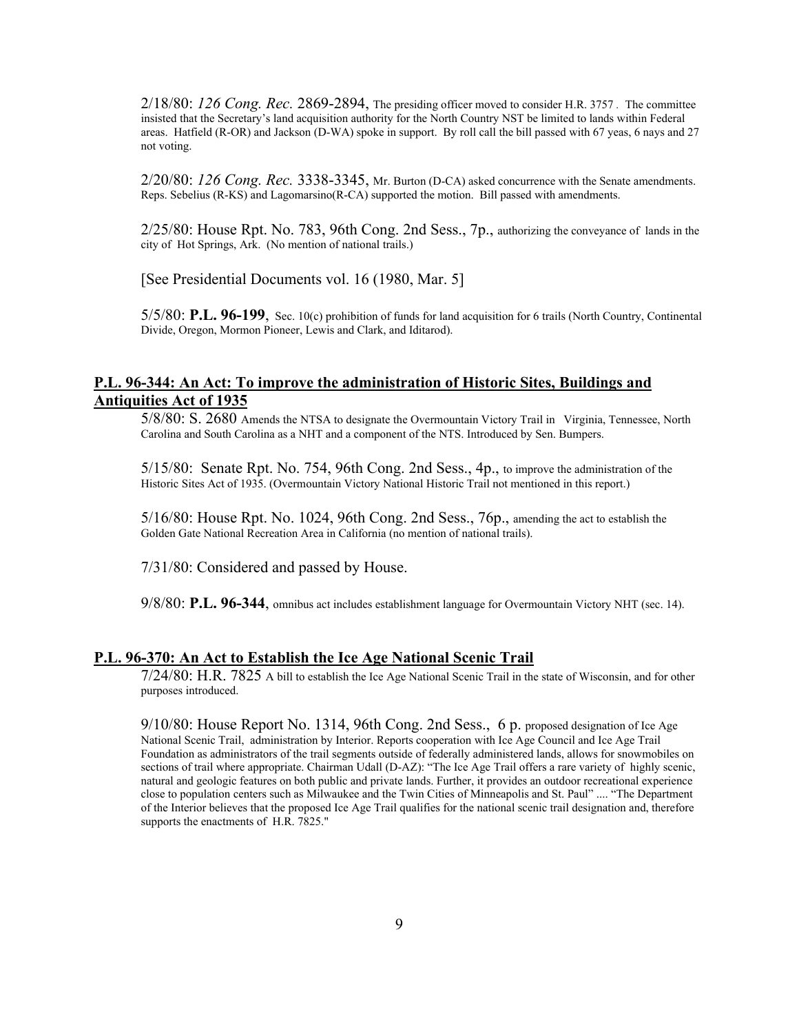2/18/80: *126 Cong. Rec.* 2869-2894, The presiding officer moved to consider H.R. 3757 . The committee insisted that the Secretary's land acquisition authority for the North Country NST be limited to lands within Federal areas. Hatfield (R-OR) and Jackson (D-WA) spoke in support. By roll call the bill passed with 67 yeas, 6 nays and 27 not voting.

2/20/80: *126 Cong. Rec.* 3338-3345, Mr. Burton (D-CA) asked concurrence with the Senate amendments. Reps. Sebelius (R-KS) and Lagomarsino(R-CA) supported the motion. Bill passed with amendments.

2/25/80: House Rpt. No. 783, 96th Cong. 2nd Sess., 7p., authorizing the conveyance of lands in the city of Hot Springs, Ark. (No mention of national trails.)

[See Presidential Documents vol. 16 (1980, Mar. 5]

5/5/80: **P.L. 96-199**, Sec. 10(c) prohibition of funds for land acquisition for 6 trails (North Country, Continental Divide, Oregon, Mormon Pioneer, Lewis and Clark, and Iditarod).

## P.L. 96-344: An Act: To improve the administration of Historic Sites, Buildings and Antiquities Act of 1935

5/8/80: S. 2680 Amends the NTSA to designate the Overmountain Victory Trail in Virginia, Tennessee, North Carolina and South Carolina as a NHT and a component of the NTS. Introduced by Sen. Bumpers.

5/15/80: Senate Rpt. No. 754, 96th Cong. 2nd Sess., 4p., to improve the administration of the Historic Sites Act of 1935. (Overmountain Victory National Historic Trail not mentioned in this report.)

5/16/80: House Rpt. No. 1024, 96th Cong. 2nd Sess., 76p., amending the act to establish the Golden Gate National Recreation Area in California (no mention of national trails).

7/31/80: Considered and passed by House.

9/8/80: **P.L. 96-344**, omnibus act includes establishment language for Overmountain Victory NHT (sec. 14).

## P.L. 96-370: An Act to Establish the Ice Age National Scenic Trail

7/24/80: H.R. 7825 A bill to establish the Ice Age National Scenic Trail in the state of Wisconsin, and for other purposes introduced.

9/10/80: House Report No. 1314, 96th Cong. 2nd Sess., 6 p. proposed designation of Ice Age National Scenic Trail, administration by Interior. Reports cooperation with Ice Age Council and Ice Age Trail Foundation as administrators of the trail segments outside of federally administered lands, allows for snowmobiles on sections of trail where appropriate. Chairman Udall (D-AZ): "The Ice Age Trail offers a rare variety of highly scenic, natural and geologic features on both public and private lands. Further, it provides an outdoor recreational experience close to population centers such as Milwaukee and the Twin Cities of Minneapolis and St. Paul" .... "The Department of the Interior believes that the proposed Ice Age Trail qualifies for the national scenic trail designation and, therefore supports the enactments of H.R. 7825."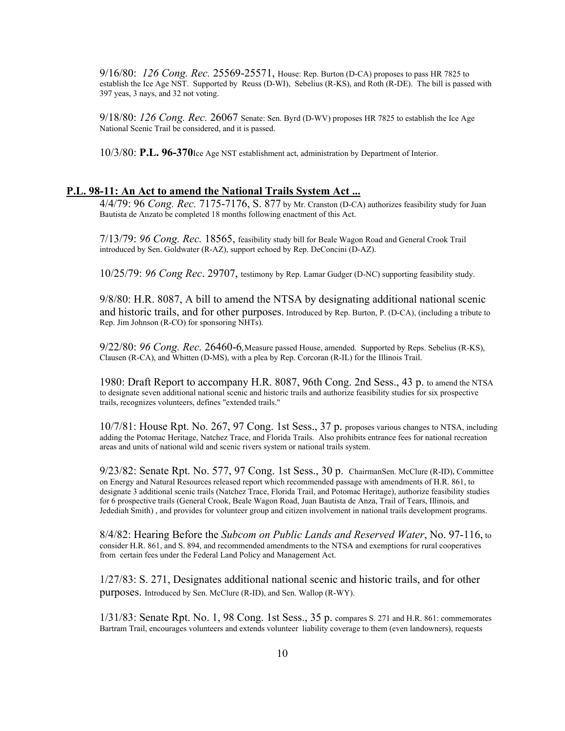9/16/80: *126 Cong. Rec.* 25569-25571, House: Rep. Burton (D-CA) proposes to pass HR 7825 to establish the Ice Age NST. Supported by Reuss (D-WI), Sebelius (R-KS), and Roth (R-DE). The bill is passed with 397 yeas, 3 nays, and 32 not voting.

9/18/80: *126 Cong. Rec.* 26067 Senate: Sen. Byrd (D-WV) proposes HR 7825 to establish the Ice Age National Scenic Trail be considered, and it is passed.

10/3/80: **P.L. 96-370**Ice Age NST establishment act, administration by Department of Interior.

## **P.L. 98-11: An Act to amend the National Trails System Act ...**

4/4/79: 96 *Cong. Rec.* 7175-7176, S. 877 by Mr. Cranston (D-CA) authorizes feasibility study for Juan Bautista de Anzato be completed 18 months following enactment of this Act.

7/13/79: *96 Cong. Rec.* 18565, feasibility study bill for Beale Wagon Road and General Crook Trail introduced by Sen. Goldwater (R-AZ), support echoed by Rep. DeConcini (D-AZ).

10/25/79: *96 Cong Rec*. 29707, testimony by Rep. Lamar Gudger (D-NC) supporting feasibility study.

9/8/80: H.R. 8087, A bill to amend the NTSA by designating additional national scenic and historic trails, and for other purposes. Introduced by Rep. Burton, P. (D-CA), (including a tribute to Rep. Jim Johnson (R-CO) for sponsoring NHTs).

9/22/80: *96 Cong. Rec.* 26460-6, Measure passed House, amended. Supported by Reps. Sebelius (R-KS), Clausen (R-CA), and Whitten (D-MS), with a plea by Rep. Corcoran (R-IL) for the Illinois Trail.

1980: Draft Report to accompany H.R. 8087, 96th Cong. 2nd Sess., 43 p. to amend the NTSA to designate seven additional national scenic and historic trails and authorize feasibility studies for six prospective trails, recognizes volunteers, defines "extended trails."

10/7/81: House Rpt. No. 267, 97 Cong. 1st Sess., 37 p. proposes various changes to NTSA, including adding the Potomac Heritage, Natchez Trace, and Florida Trails. Also prohibits entrance fees for national recreation areas and units of national wild and scenic rivers system or national trails system.

9/23/82: Senate Rpt. No. 577, 97 Cong. 1st Sess., 30 p. ChairmanSen. McClure (R-ID), Committee on Energy and Natural Resources released report which recommended passage with amendments of H.R. 861, to designate 3 additional scenic trails (Natchez Trace, Florida Trail, and Potomac Heritage), authorize feasibility studies for 6 prospective trails (General Crook, Beale Wagon Road, Juan Bautista de Anza, Trail of Tears, Illinois, and Jedediah Smith) , and provides for volunteer group and citizen involvement in national trails development programs.

8/4/82: Hearing Before the *Subcom on Public Lands and Reserved Water*, No. 97-116, to consider H.R. 861, and S. 894, and recommended amendments to the NTSA and exemptions for rural cooperatives from certain fees under the Federal Land Policy and Management Act.

1/27/83: S. 271, Designates additional national scenic and historic trails, and for other purposes. Introduced by Sen. McClure (R-ID), and Sen. Wallop (R-WY).

1/31/83: Senate Rpt. No. 1, 98 Cong. 1st Sess., 35 p. compares S. 271 and H.R. 861: commemorates Bartram Trail, encourages volunteers and extends volunteer liability coverage to them (even landowners), requests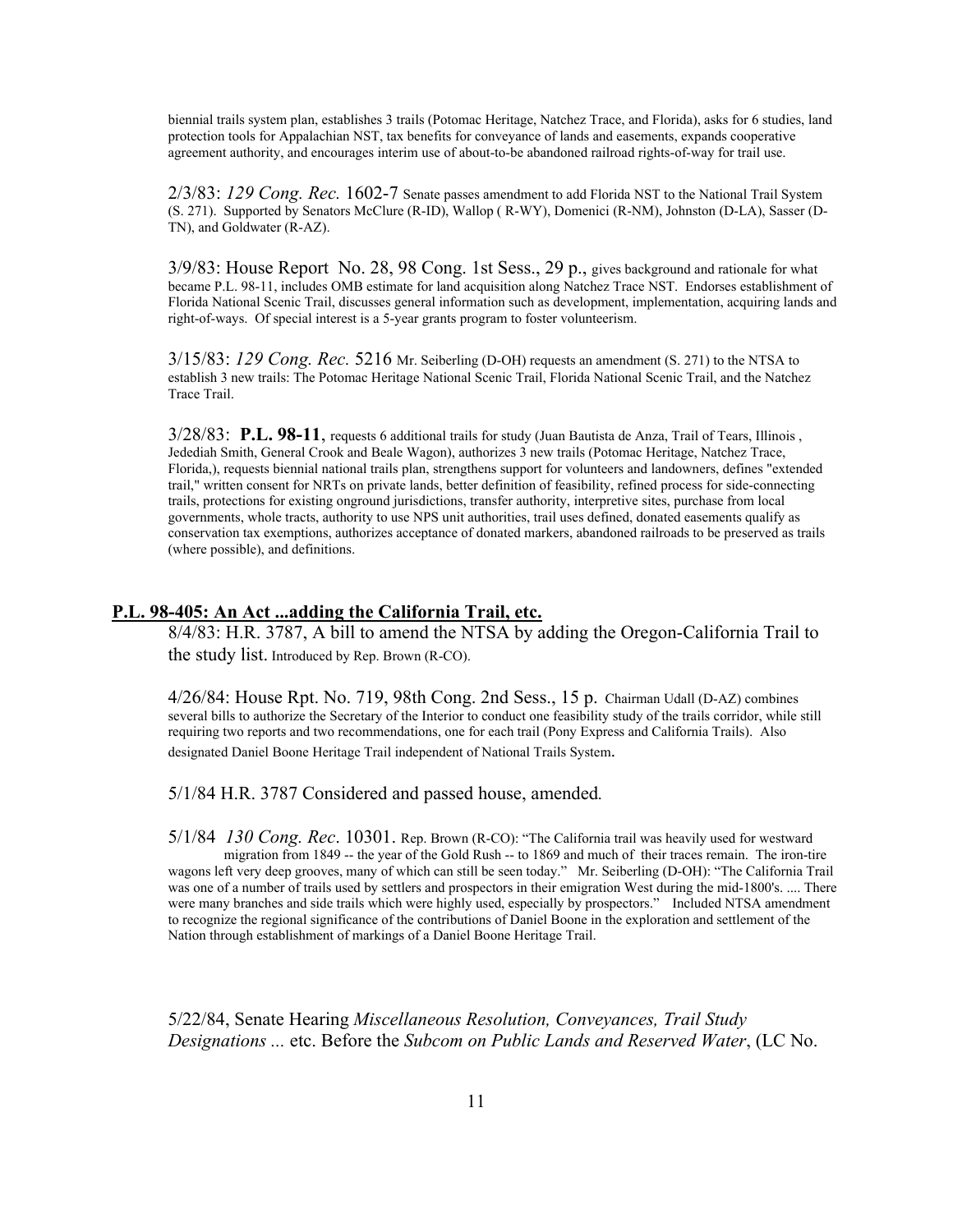biennial trails system plan, establishes 3 trails (Potomac Heritage, Natchez Trace, and Florida), asks for 6 studies, land protection tools for Appalachian NST, tax benefits for conveyance of lands and easements, expands cooperative agreement authority, and encourages interim use of about-to-be abandoned railroad rights-of-way for trail use.

2/3/83: *129 Cong. Rec.* 1602-7 Senate passes amendment to add Florida NST to the National Trail System (S. 271). Supported by Senators McClure (R-ID), Wallop ( R-WY), Domenici (R-NM), Johnston (D-LA), Sasser (D-TN), and Goldwater (R-AZ).

3/9/83: House Report No. 28, 98 Cong. 1st Sess., 29 p., gives background and rationale for what became P.L. 98-11, includes OMB estimate for land acquisition along Natchez Trace NST. Endorses establishment of Florida National Scenic Trail, discusses general information such as development, implementation, acquiring lands and right-of-ways. Of special interest is a 5-year grants program to foster volunteerism.

3/15/83: *129 Cong. Rec.* 5216 Mr. Seiberling (D-OH) requests an amendment (S. 271) to the NTSA to establish 3 new trails: The Potomac Heritage National Scenic Trail, Florida National Scenic Trail, and the Natchez Trace Trail.

3/28/83: **P.L. 98-11**, requests 6 additional trails for study (Juan Bautista de Anza, Trail of Tears, Illinois , Jedediah Smith, General Crook and Beale Wagon), authorizes 3 new trails (Potomac Heritage, Natchez Trace, Florida,), requests biennial national trails plan, strengthens support for volunteers and landowners, defines "extended trail," written consent for NRTs on private lands, better definition of feasibility, refined process for side-connecting trails, protections for existing onground jurisdictions, transfer authority, interpretive sites, purchase from local governments, whole tracts, authority to use NPS unit authorities, trail uses defined, donated easements qualify as conservation tax exemptions, authorizes acceptance of donated markers, abandoned railroads to be preserved as trails (where possible), and definitions.

## P.L. 98-405: An Act ...adding the California Trail, etc.

8/4/83: H.R. 3787, A bill to amend the NTSA by adding the Oregon-California Trail to the study list. Introduced by Rep. Brown (R-CO).

4/26/84: House Rpt. No. 719, 98th Cong. 2nd Sess., 15 p. Chairman Udall (D-AZ) combines several bills to authorize the Secretary of the Interior to conduct one feasibility study of the trails corridor, while still requiring two reports and two recommendations, one for each trail (Pony Express and California Trails). Also designated Daniel Boone Heritage Trail independent of National Trails System.

5/1/84 H.R. 3787 Considered and passed house, amended.

5/1/84 *130 Cong. Rec.* 10301. Rep. Brown (R-CO): "The California trail was heavily used for westward migration from 1849 -- the year of the Gold Rush -- to 1869 and much of their traces remain. The iron-tire wagons left very deep grooves, many of which can still be seen today." Mr. Seiberling (D-OH): "The California Trail was one of a number of trails used by settlers and prospectors in their emigration West during the mid-1800's. .... There were many branches and side trails which were highly used, especially by prospectors." Included NTSA amendment to recognize the regional significance of the contributions of Daniel Boone in the exploration and settlement of the Nation through establishment of markings of a Daniel Boone Heritage Trail.

5/22/84, Senate Hearing *Miscellaneous Resolution, Conveyances, Trail Study Designations ...* etc. Before the *Subcom on Public Lands and Reserved Water*, (LC No.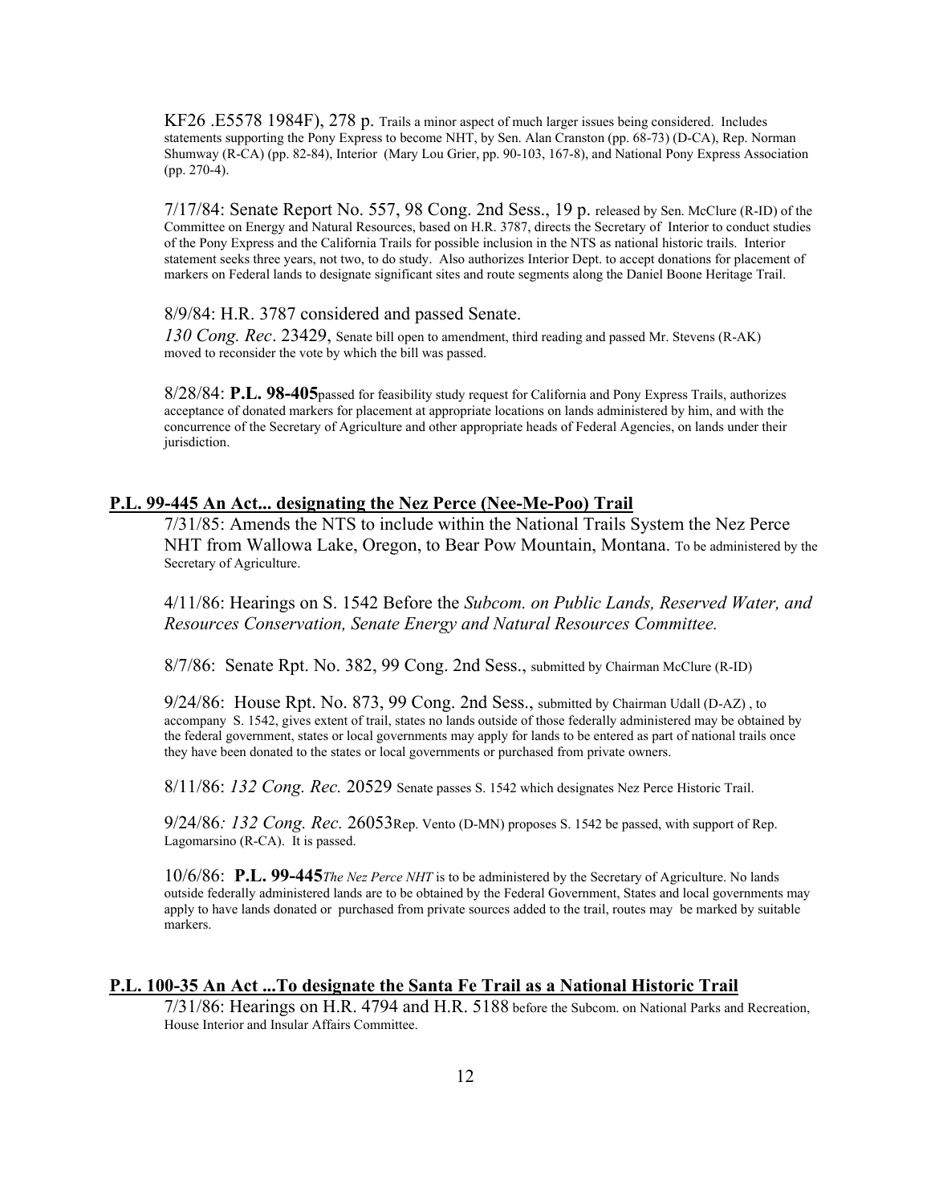KF26 .E5578 1984F), 278 p. Trails a minor aspect of much larger issues being considered. Includes statements supporting the Pony Express to become NHT, by Sen. Alan Cranston (pp. 68-73) (D-CA), Rep. Norman Shumway (R-CA) (pp. 82-84), Interior (Mary Lou Grier, pp. 90-103, 167-8), and National Pony Express Association (pp. 270-4).

7/17/84: Senate Report No. 557, 98 Cong. 2nd Sess., 19 p. released by Sen. McClure (R-ID) of the Committee on Energy and Natural Resources, based on H.R. 3787, directs the Secretary of Interior to conduct studies of the Pony Express and the California Trails for possible inclusion in the NTS as national historic trails. Interior statement seeks three years, not two, to do study. Also authorizes Interior Dept. to accept donations for placement of markers on Federal lands to designate significant sites and route segments along the Daniel Boone Heritage Trail.

8/9/84: H.R. 3787 considered and passed Senate.
*130 Cong. Rec*. 23429, Senate bill open to amendment, third reading and passed Mr. Stevens (R-AK) moved to reconsider the vote by which the bill was passed.

8/28/84: **P.L. 98-405**passed for feasibility study request for California and Pony Express Trails, authorizes acceptance of donated markers for placement at appropriate locations on lands administered by him, and with the concurrence of the Secretary of Agriculture and other appropriate heads of Federal Agencies, on lands under their jurisdiction.

## P.L. 99-445 An Act... designating the Nez Perce (Nee-Me-Poo) Trail

7/31/85: Amends the NTS to include within the National Trails System the Nez Perce NHT from Wallowa Lake, Oregon, to Bear Pow Mountain, Montana. To be administered by the Secretary of Agriculture.

4/11/86: Hearings on S. 1542 Before the *Subcom. on Public Lands, Reserved Water, and Resources Conservation, Senate Energy and Natural Resources Committee.*

8/7/86: Senate Rpt. No. 382, 99 Cong. 2nd Sess., submitted by Chairman McClure (R-ID)

9/24/86: House Rpt. No. 873, 99 Cong. 2nd Sess., submitted by Chairman Udall (D-AZ) , to accompany S. 1542, gives extent of trail, states no lands outside of those federally administered may be obtained by the federal government, states or local governments may apply for lands to be entered as part of national trails once they have been donated to the states or local governments or purchased from private owners.

8/11/86: *132 Cong. Rec.* 20529 Senate passes S. 1542 which designates Nez Perce Historic Trail.

9/24/86*: 132 Cong. Rec.* 26053Rep. Vento (D-MN) proposes S. 1542 be passed, with support of Rep. Lagomarsino (R-CA). It is passed.

10/6/86: **P.L. 99-445***The Nez Perce NHT* is to be administered by the Secretary of Agriculture. No lands outside federally administered lands are to be obtained by the Federal Government, States and local governments may apply to have lands donated or purchased from private sources added to the trail, routes may be marked by suitable markers.

## P.L. 100-35 An Act ...To designate the Santa Fe Trail as a National Historic Trail

7/31/86: Hearings on H.R. 4794 and H.R. 5188 before the Subcom. on National Parks and Recreation, House Interior and Insular Affairs Committee.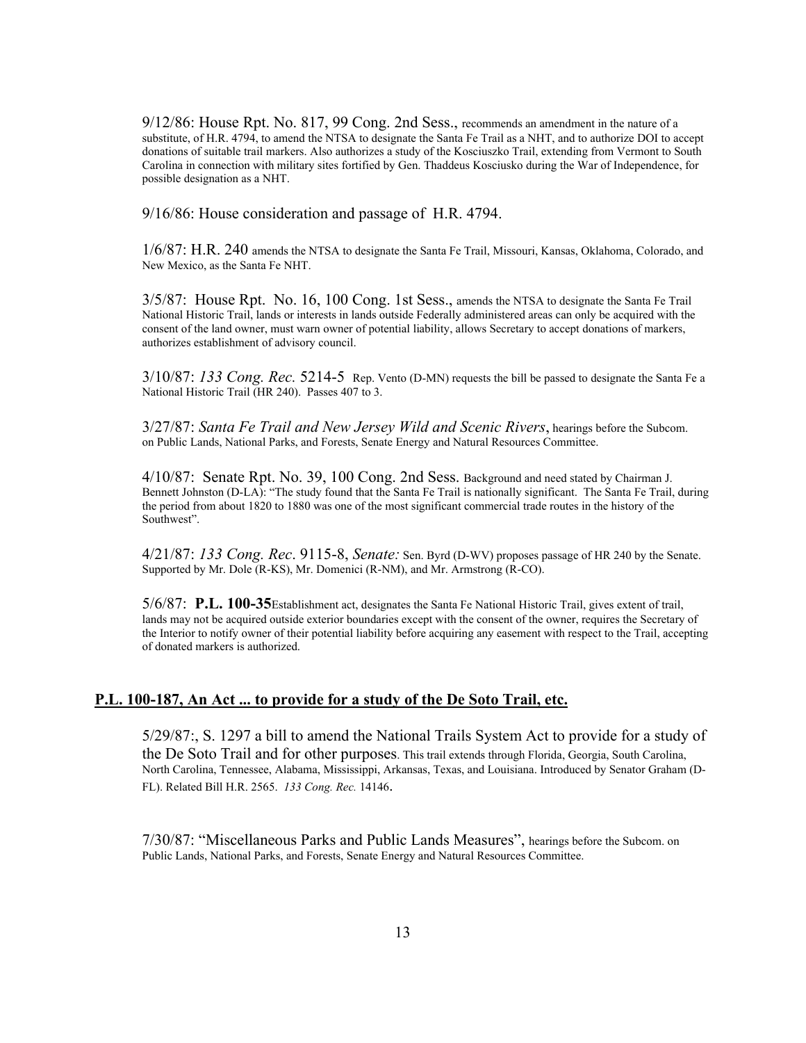9/12/86: House Rpt. No. 817, 99 Cong. 2nd Sess., recommends an amendment in the nature of a substitute, of H.R. 4794, to amend the NTSA to designate the Santa Fe Trail as a NHT, and to authorize DOI to accept donations of suitable trail markers. Also authorizes a study of the Kosciuszko Trail, extending from Vermont to South Carolina in connection with military sites fortified by Gen. Thaddeus Kosciusko during the War of Independence, for possible designation as a NHT.

9/16/86: House consideration and passage of H.R. 4794.

1/6/87: H.R. 240 amends the NTSA to designate the Santa Fe Trail, Missouri, Kansas, Oklahoma, Colorado, and New Mexico, as the Santa Fe NHT.

3/5/87: House Rpt. No. 16, 100 Cong. 1st Sess., amends the NTSA to designate the Santa Fe Trail National Historic Trail, lands or interests in lands outside Federally administered areas can only be acquired with the consent of the land owner, must warn owner of potential liability, allows Secretary to accept donations of markers, authorizes establishment of advisory council.

3/10/87: *133 Cong. Rec.* 5214-5 Rep. Vento (D-MN) requests the bill be passed to designate the Santa Fe a National Historic Trail (HR 240). Passes 407 to 3.

3/27/87: *Santa Fe Trail and New Jersey Wild and Scenic Rivers*, hearings before the Subcom. on Public Lands, National Parks, and Forests, Senate Energy and Natural Resources Committee.

4/10/87: Senate Rpt. No. 39, 100 Cong. 2nd Sess. Background and need stated by Chairman J. Bennett Johnston (D-LA): "The study found that the Santa Fe Trail is nationally significant. The Santa Fe Trail, during the period from about 1820 to 1880 was one of the most significant commercial trade routes in the history of the Southwest".

4/21/87: *133 Cong. Rec*. 9115-8, *Senate:* Sen. Byrd (D-WV) proposes passage of HR 240 by the Senate. Supported by Mr. Dole (R-KS), Mr. Domenici (R-NM), and Mr. Armstrong (R-CO).

5/6/87: **P.L. 100-35** Establishment act, designates the Santa Fe National Historic Trail, gives extent of trail, lands may not be acquired outside exterior boundaries except with the consent of the owner, requires the Secretary of the Interior to notify owner of their potential liability before acquiring any easement with respect to the Trail, accepting of donated markers is authorized.

## P.L. 100-187, An Act ... to provide for a study of the De Soto Trail, etc.

5/29/87:, S. 1297 a bill to amend the National Trails System Act to provide for a study of the De Soto Trail and for other purposes. This trail extends through Florida, Georgia, South Carolina, North Carolina, Tennessee, Alabama, Mississippi, Arkansas, Texas, and Louisiana. Introduced by Senator Graham (D-FL). Related Bill H.R. 2565. *133 Cong. Rec.* 14146.

7/30/87: "Miscellaneous Parks and Public Lands Measures", hearings before the Subcom. on Public Lands, National Parks, and Forests, Senate Energy and Natural Resources Committee.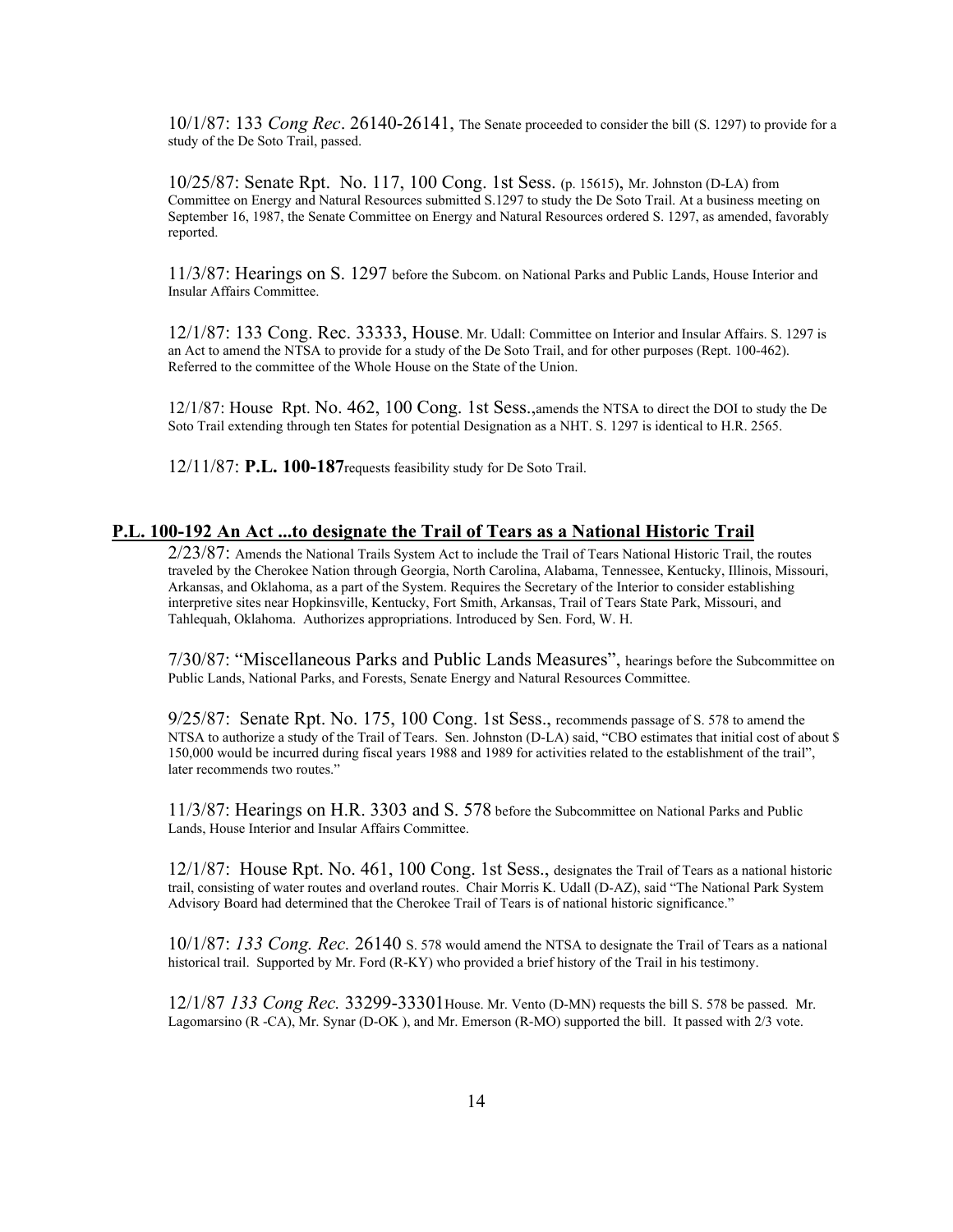10/1/87: 133 *Cong Rec*. 26140-26141, The Senate proceeded to consider the bill (S. 1297) to provide for a study of the De Soto Trail, passed.

10/25/87: Senate Rpt. No. 117, 100 Cong. 1st Sess. (p. 15615), Mr. Johnston (D-LA) from Committee on Energy and Natural Resources submitted S.1297 to study the De Soto Trail. At a business meeting on September 16, 1987, the Senate Committee on Energy and Natural Resources ordered S. 1297, as amended, favorably reported.

11/3/87: Hearings on S. 1297 before the Subcom. on National Parks and Public Lands, House Interior and Insular Affairs Committee.

12/1/87: 133 Cong. Rec. 33333, House. Mr. Udall: Committee on Interior and Insular Affairs. S. 1297 is an Act to amend the NTSA to provide for a study of the De Soto Trail, and for other purposes (Rept. 100-462). Referred to the committee of the Whole House on the State of the Union.

12/1/87: House Rpt. No. 462, 100 Cong. 1st Sess.,amends the NTSA to direct the DOI to study the De Soto Trail extending through ten States for potential Designation as a NHT. S. 1297 is identical to H.R. 2565.

12/11/87: **P.L. 100-187**requests feasibility study for De Soto Trail.

## P.L. 100-192 An Act ...to designate the Trail of Tears as a National Historic Trail

2/23/87: Amends the National Trails System Act to include the Trail of Tears National Historic Trail, the routes traveled by the Cherokee Nation through Georgia, North Carolina, Alabama, Tennessee, Kentucky, Illinois, Missouri, Arkansas, and Oklahoma, as a part of the System. Requires the Secretary of the Interior to consider establishing interpretive sites near Hopkinsville, Kentucky, Fort Smith, Arkansas, Trail of Tears State Park, Missouri, and Tahlequah, Oklahoma. Authorizes appropriations. Introduced by Sen. Ford, W. H.

7/30/87: "Miscellaneous Parks and Public Lands Measures", hearings before the Subcommittee on Public Lands, National Parks, and Forests, Senate Energy and Natural Resources Committee.

9/25/87: Senate Rpt. No. 175, 100 Cong. 1st Sess., recommends passage of S. 578 to amend the NTSA to authorize a study of the Trail of Tears. Sen. Johnston (D-LA) said, "CBO estimates that initial cost of about $ 150,000 would be incurred during fiscal years 1988 and 1989 for activities related to the establishment of the trail", later recommends two routes."

11/3/87: Hearings on H.R. 3303 and S. 578 before the Subcommittee on National Parks and Public Lands, House Interior and Insular Affairs Committee.

12/1/87: House Rpt. No. 461, 100 Cong. 1st Sess., designates the Trail of Tears as a national historic trail, consisting of water routes and overland routes. Chair Morris K. Udall (D-AZ), said "The National Park System Advisory Board had determined that the Cherokee Trail of Tears is of national historic significance."

10/1/87: *133 Cong. Rec.* 26140 S. 578 would amend the NTSA to designate the Trail of Tears as a national historical trail. Supported by Mr. Ford (R-KY) who provided a brief history of the Trail in his testimony.

12/1/87 *133 Cong Rec.* 33299-33301House. Mr. Vento (D-MN) requests the bill S. 578 be passed. Mr. Lagomarsino (R -CA), Mr. Synar (D-OK ), and Mr. Emerson (R-MO) supported the bill. It passed with 2/3 vote.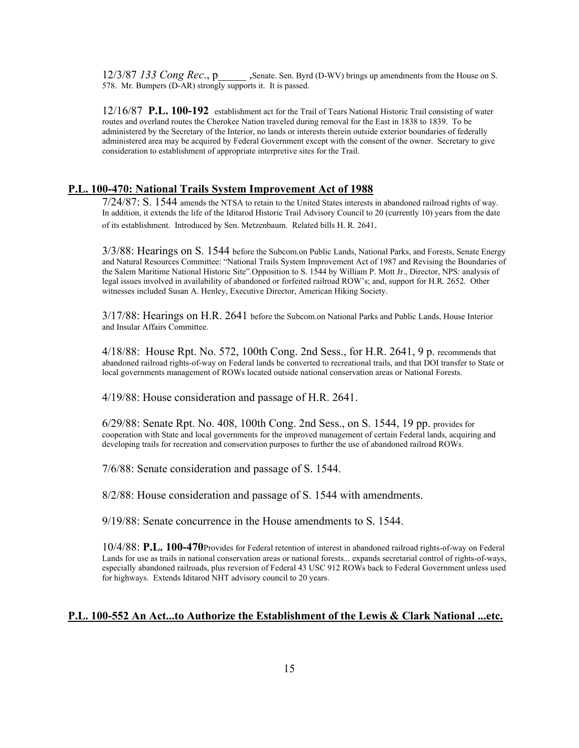12/3/87 *133 Cong Rec*., p______ ,Senate. Sen. Byrd (D-WV) brings up amendments from the House on S. 578. Mr. Bumpers (D-AR) strongly supports it. It is passed.

12/16/87 **P.L. 100-192** establishment act for the Trail of Tears National Historic Trail consisting of water routes and overland routes the Cherokee Nation traveled during removal for the East in 1838 to 1839. To be administered by the Secretary of the Interior, no lands or interests therein outside exterior boundaries of federally administered area may be acquired by Federal Government except with the consent of the owner. Secretary to give consideration to establishment of appropriate interpretive sites for the Trail.

## P.L. 100-470: National Trails System Improvement Act of 1988

7/24/87: S. 1544 amends the NTSA to retain to the United States interests in abandoned railroad rights of way. In addition, it extends the life of the Iditarod Historic Trail Advisory Council to 20 (currently 10) years from the date of its establishment. Introduced by Sen. Metzenbaum. Related bills H. R. 2641.

3/3/88: Hearings on S. 1544 before the Subcom.on Public Lands, National Parks, and Forests, Senate Energy and Natural Resources Committee: "National Trails System Improvement Act of 1987 and Revising the Boundaries of the Salem Maritime National Historic Site".Opposition to S. 1544 by William P. Mott Jr., Director, NPS: analysis of legal issues involved in availability of abandoned or forfeited railroad ROW's; and, support for H.R. 2652. Other witnesses included Susan A. Henley, Executive Director, American Hiking Society.

3/17/88: Hearings on H.R. 2641 before the Subcom.on National Parks and Public Lands, House Interior and Insular Affairs Committee.

4/18/88: House Rpt. No. 572, 100th Cong. 2nd Sess., for H.R. 2641, 9 p. recommends that abandoned railroad rights-of-way on Federal lands be converted to recreational trails, and that DOI transfer to State or local governments management of ROWs located outside national conservation areas or National Forests.

4/19/88: House consideration and passage of H.R. 2641.

6/29/88: Senate Rpt. No. 408, 100th Cong. 2nd Sess., on S. 1544, 19 pp. provides for cooperation with State and local governments for the improved management of certain Federal lands, acquiring and developing trails for recreation and conservation purposes to further the use of abandoned railroad ROWs.

7/6/88: Senate consideration and passage of S. 1544.

8/2/88: House consideration and passage of S. 1544 with amendments.

9/19/88: Senate concurrence in the House amendments to S. 1544.

10/4/88: **P.L. 100-470**Provides for Federal retention of interest in abandoned railroad rights-of-way on Federal Lands for use as trails in national conservation areas or national forests... expands secretarial control of rights-of-ways, especially abandoned railroads, plus reversion of Federal 43 USC 912 ROWs back to Federal Government unless used for highways. Extends Iditarod NHT advisory council to 20 years.

## P.L. 100-552 An Act...to Authorize the Establishment of the Lewis & Clark National ...etc.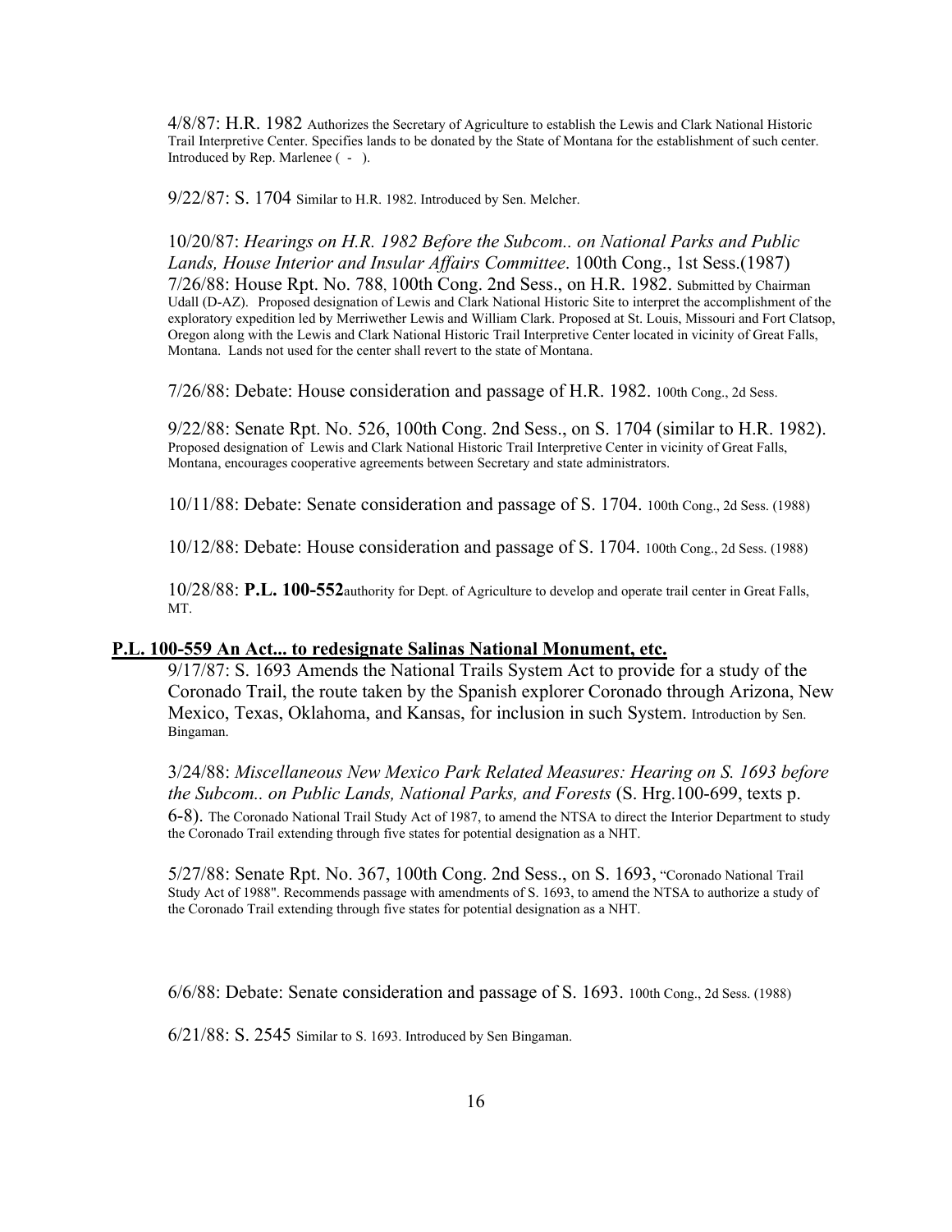4/8/87: H.R. 1982 Authorizes the Secretary of Agriculture to establish the Lewis and Clark National Historic Trail Interpretive Center. Specifies lands to be donated by the State of Montana for the establishment of such center. Introduced by Rep. Marlenee ( - ).

9/22/87: S. 1704 Similar to H.R. 1982. Introduced by Sen. Melcher.

10/20/87: *Hearings on H.R. 1982 Before the Subcom.. on National Parks and Public Lands, House Interior and Insular Affairs Committee*. 100th Cong., 1st Sess.(1987)
7/26/88: House Rpt. No. 788, 100th Cong. 2nd Sess., on H.R. 1982. Submitted by Chairman Udall (D-AZ). Proposed designation of Lewis and Clark National Historic Site to interpret the accomplishment of the exploratory expedition led by Merriwether Lewis and William Clark. Proposed at St. Louis, Missouri and Fort Clatsop, Oregon along with the Lewis and Clark National Historic Trail Interpretive Center located in vicinity of Great Falls, Montana. Lands not used for the center shall revert to the state of Montana.

7/26/88: Debate: House consideration and passage of H.R. 1982. 100th Cong., 2d Sess.

9/22/88: Senate Rpt. No. 526, 100th Cong. 2nd Sess., on S. 1704 (similar to H.R. 1982). Proposed designation of Lewis and Clark National Historic Trail Interpretive Center in vicinity of Great Falls, Montana, encourages cooperative agreements between Secretary and state administrators.

10/11/88: Debate: Senate consideration and passage of S. 1704. 100th Cong., 2d Sess. (1988)

10/12/88: Debate: House consideration and passage of S. 1704. 100th Cong., 2d Sess. (1988)

10/28/88: **P.L. 100-552**authority for Dept. of Agriculture to develop and operate trail center in Great Falls, MT.

**P.L. 100-559 An Act... to redesignate Salinas National Monument, etc.**

9/17/87: S. 1693 Amends the National Trails System Act to provide for a study of the Coronado Trail, the route taken by the Spanish explorer Coronado through Arizona, New Mexico, Texas, Oklahoma, and Kansas, for inclusion in such System. Introduction by Sen. Bingaman.

3/24/88: *Miscellaneous New Mexico Park Related Measures: Hearing on S. 1693 before the Subcom.. on Public Lands, National Parks, and Forests* (S. Hrg.100-699, texts p. 6-8). The Coronado National Trail Study Act of 1987, to amend the NTSA to direct the Interior Department to study the Coronado Trail extending through five states for potential designation as a NHT.

5/27/88: Senate Rpt. No. 367, 100th Cong. 2nd Sess., on S. 1693, "Coronado National Trail Study Act of 1988". Recommends passage with amendments of S. 1693, to amend the NTSA to authorize a study of the Coronado Trail extending through five states for potential designation as a NHT.

6/6/88: Debate: Senate consideration and passage of S. 1693. 100th Cong., 2d Sess. (1988)

6/21/88: S. 2545 Similar to S. 1693. Introduced by Sen Bingaman.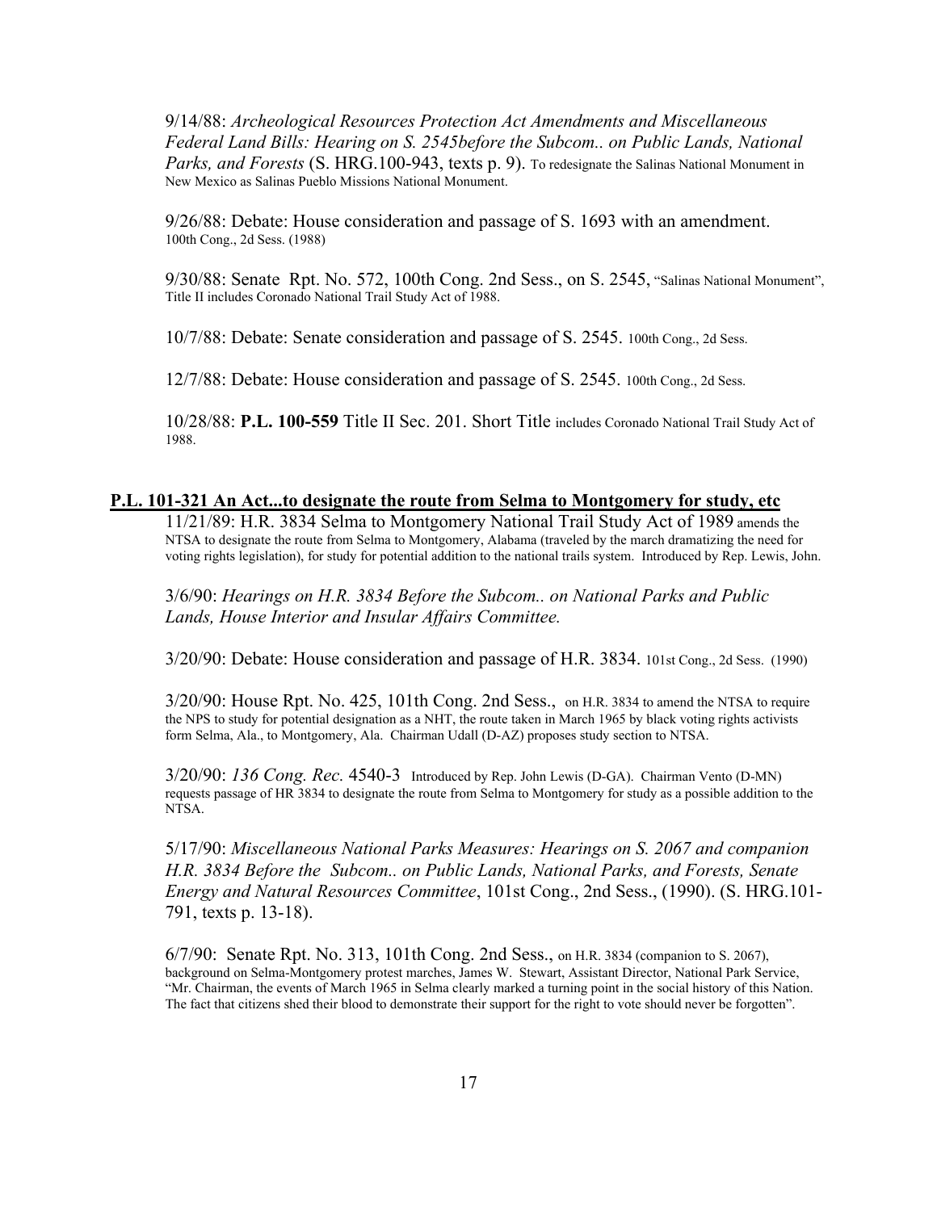9/14/88: *Archeological Resources Protection Act Amendments and Miscellaneous Federal Land Bills: Hearing on S. 2545before the Subcom.. on Public Lands, National Parks, and Forests* (S. HRG.100-943, texts p. 9). To redesignate the Salinas National Monument in New Mexico as Salinas Pueblo Missions National Monument.

9/26/88: Debate: House consideration and passage of S. 1693 with an amendment. 100th Cong., 2d Sess. (1988)

9/30/88: Senate Rpt. No. 572, 100th Cong. 2nd Sess., on S. 2545, "Salinas National Monument", Title II includes Coronado National Trail Study Act of 1988.

10/7/88: Debate: Senate consideration and passage of S. 2545. 100th Cong., 2d Sess.

12/7/88: Debate: House consideration and passage of S. 2545. 100th Cong., 2d Sess.

10/28/88: **P.L. 100-559** Title II Sec. 201. Short Title includes Coronado National Trail Study Act of 1988.

**P.L. 101-321 An Act...to designate the route from Selma to Montgomery for study, etc**

11/21/89: H.R. 3834 Selma to Montgomery National Trail Study Act of 1989 amends the NTSA to designate the route from Selma to Montgomery, Alabama (traveled by the march dramatizing the need for voting rights legislation), for study for potential addition to the national trails system. Introduced by Rep. Lewis, John.

3/6/90: *Hearings on H.R. 3834 Before the Subcom.. on National Parks and Public Lands, House Interior and Insular Affairs Committee.*

3/20/90: Debate: House consideration and passage of H.R. 3834. 101st Cong., 2d Sess. (1990)

3/20/90: House Rpt. No. 425, 101th Cong. 2nd Sess., on H.R. 3834 to amend the NTSA to require the NPS to study for potential designation as a NHT, the route taken in March 1965 by black voting rights activists form Selma, Ala., to Montgomery, Ala. Chairman Udall (D-AZ) proposes study section to NTSA.

3/20/90: *136 Cong. Rec.* 4540-3 Introduced by Rep. John Lewis (D-GA). Chairman Vento (D-MN) requests passage of HR 3834 to designate the route from Selma to Montgomery for study as a possible addition to the NTSA.

5/17/90: *Miscellaneous National Parks Measures: Hearings on S. 2067 and companion H.R. 3834 Before the Subcom.. on Public Lands, National Parks, and Forests, Senate Energy and Natural Resources Committee*, 101st Cong., 2nd Sess., (1990). (S. HRG.101-791, texts p. 13-18).

6/7/90: Senate Rpt. No. 313, 101th Cong. 2nd Sess., on H.R. 3834 (companion to S. 2067), background on Selma-Montgomery protest marches, James W. Stewart, Assistant Director, National Park Service, "Mr. Chairman, the events of March 1965 in Selma clearly marked a turning point in the social history of this Nation. The fact that citizens shed their blood to demonstrate their support for the right to vote should never be forgotten".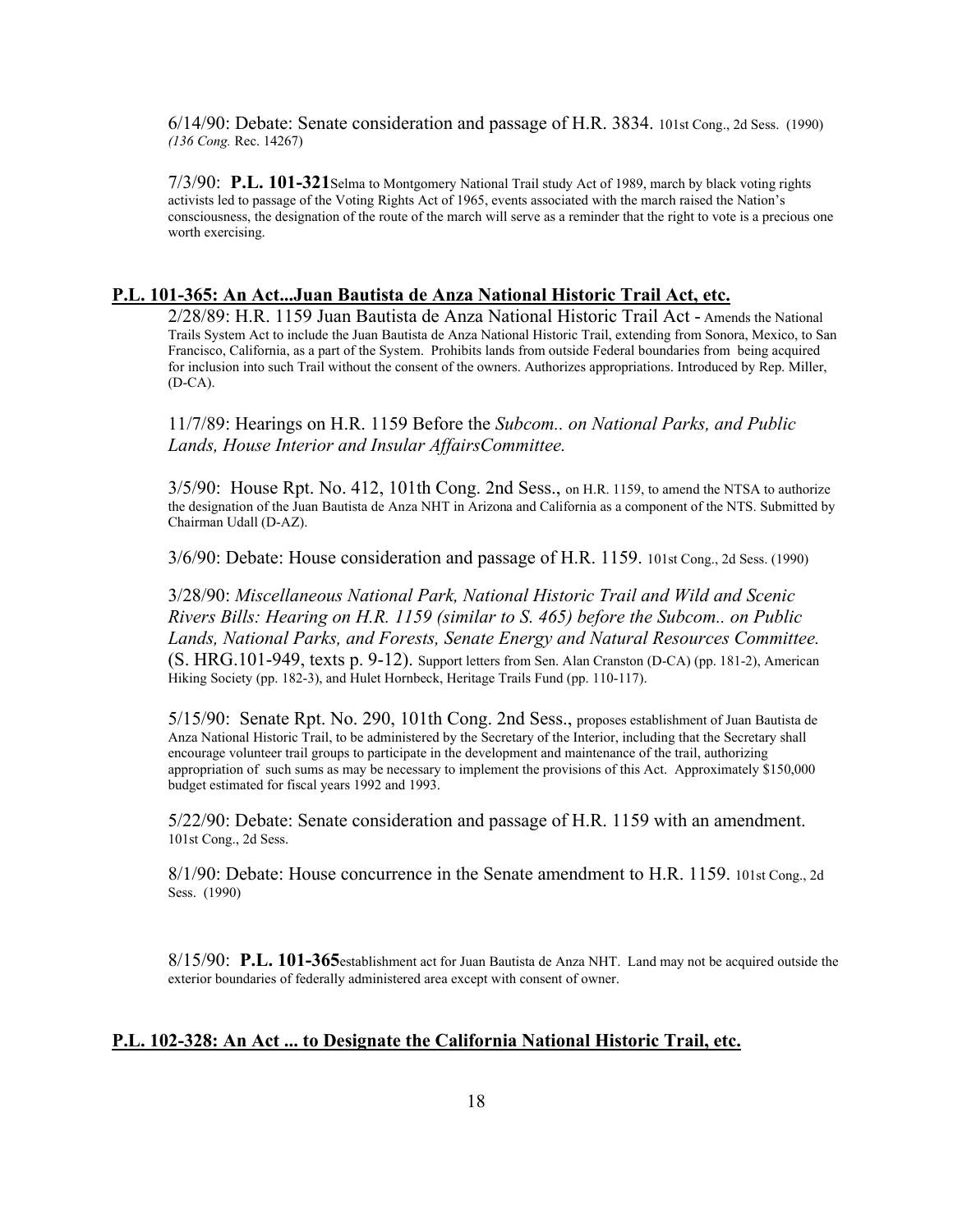6/14/90: Debate: Senate consideration and passage of H.R. 3834. 101st Cong., 2d Sess. (1990) *(136 Cong.* Rec. 14267)

7/3/90: **P.L. 101-321**Selma to Montgomery National Trail study Act of 1989, march by black voting rights activists led to passage of the Voting Rights Act of 1965, events associated with the march raised the Nation's consciousness, the designation of the route of the march will serve as a reminder that the right to vote is a precious one worth exercising.

## P.L. 101-365: An Act...Juan Bautista de Anza National Historic Trail Act, etc.

2/28/89: H.R. 1159 Juan Bautista de Anza National Historic Trail Act - Amends the National Trails System Act to include the Juan Bautista de Anza National Historic Trail, extending from Sonora, Mexico, to San Francisco, California, as a part of the System. Prohibits lands from outside Federal boundaries from being acquired for inclusion into such Trail without the consent of the owners. Authorizes appropriations. Introduced by Rep. Miller, (D-CA).

11/7/89: Hearings on H.R. 1159 Before the *Subcom.. on National Parks, and Public Lands, House Interior and Insular AffairsCommittee.*

3/5/90: House Rpt. No. 412, 101th Cong. 2nd Sess., on H.R. 1159, to amend the NTSA to authorize the designation of the Juan Bautista de Anza NHT in Arizona and California as a component of the NTS. Submitted by Chairman Udall (D-AZ).

3/6/90: Debate: House consideration and passage of H.R. 1159. 101st Cong., 2d Sess. (1990)

3/28/90: *Miscellaneous National Park, National Historic Trail and Wild and Scenic Rivers Bills: Hearing on H.R. 1159 (similar to S. 465) before the Subcom.. on Public Lands, National Parks, and Forests, Senate Energy and Natural Resources Committee.* (S. HRG.101-949, texts p. 9-12). Support letters from Sen. Alan Cranston (D-CA) (pp. 181-2), American Hiking Society (pp. 182-3), and Hulet Hornbeck, Heritage Trails Fund (pp. 110-117).

5/15/90: Senate Rpt. No. 290, 101th Cong. 2nd Sess., proposes establishment of Juan Bautista de Anza National Historic Trail, to be administered by the Secretary of the Interior, including that the Secretary shall encourage volunteer trail groups to participate in the development and maintenance of the trail, authorizing appropriation of such sums as may be necessary to implement the provisions of this Act. Approximately $150,000 budget estimated for fiscal years 1992 and 1993.

5/22/90: Debate: Senate consideration and passage of H.R. 1159 with an amendment. 101st Cong., 2d Sess.

8/1/90: Debate: House concurrence in the Senate amendment to H.R. 1159. 101st Cong., 2d Sess. (1990)

8/15/90: **P.L. 101-365**establishment act for Juan Bautista de Anza NHT. Land may not be acquired outside the exterior boundaries of federally administered area except with consent of owner.

## P.L. 102-328: An Act ... to Designate the California National Historic Trail, etc.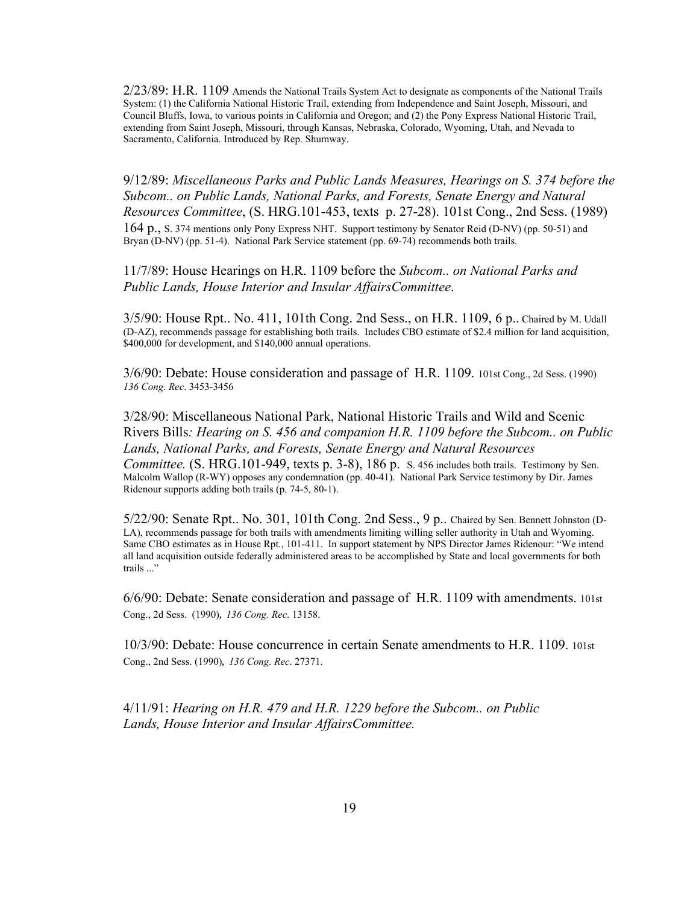2/23/89: H.R. 1109 Amends the National Trails System Act to designate as components of the National Trails System: (1) the California National Historic Trail, extending from Independence and Saint Joseph, Missouri, and Council Bluffs, Iowa, to various points in California and Oregon; and (2) the Pony Express National Historic Trail, extending from Saint Joseph, Missouri, through Kansas, Nebraska, Colorado, Wyoming, Utah, and Nevada to Sacramento, California. Introduced by Rep. Shumway.

9/12/89: *Miscellaneous Parks and Public Lands Measures, Hearings on S. 374 before the Subcom.. on Public Lands, National Parks, and Forests, Senate Energy and Natural Resources Committee*, (S. HRG.101-453, texts p. 27-28). 101st Cong., 2nd Sess. (1989) 164 p., S. 374 mentions only Pony Express NHT. Support testimony by Senator Reid (D-NV) (pp. 50-51) and Bryan (D-NV) (pp. 51-4). National Park Service statement (pp. 69-74) recommends both trails.

11/7/89: House Hearings on H.R. 1109 before the *Subcom.. on National Parks and Public Lands, House Interior and Insular AffairsCommittee*.

3/5/90: House Rpt.. No. 411, 101th Cong. 2nd Sess., on H.R. 1109, 6 p.. Chaired by M. Udall (D-AZ), recommends passage for establishing both trails. Includes CBO estimate of $2.4 million for land acquisition, $400,000 for development, and $140,000 annual operations.

3/6/90: Debate: House consideration and passage of H.R. 1109. 101st Cong., 2d Sess. (1990) *136 Cong. Rec*. 3453-3456

3/28/90: Miscellaneous National Park, National Historic Trails and Wild and Scenic Rivers Bills*: Hearing on S. 456 and companion H.R. 1109 before the Subcom.. on Public Lands, National Parks, and Forests, Senate Energy and Natural Resources Committee.* (S. HRG.101-949, texts p. 3-8), 186 p. S. 456 includes both trails. Testimony by Sen. Malcolm Wallop (R-WY) opposes any condemnation (pp. 40-41). National Park Service testimony by Dir. James Ridenour supports adding both trails (p. 74-5, 80-1).

5/22/90: Senate Rpt.. No. 301, 101th Cong. 2nd Sess., 9 p.. Chaired by Sen. Bennett Johnston (D-LA), recommends passage for both trails with amendments limiting willing seller authority in Utah and Wyoming. Same CBO estimates as in House Rpt., 101-411. In support statement by NPS Director James Ridenour: "We intend all land acquisition outside federally administered areas to be accomplished by State and local governments for both trails ..."

6/6/90: Debate: Senate consideration and passage of H.R. 1109 with amendments. 101st Cong., 2d Sess. (1990)*, 136 Cong. Rec*. 13158.

10/3/90: Debate: House concurrence in certain Senate amendments to H.R. 1109. 101st Cong., 2nd Sess. (1990)*, 136 Cong. Rec*. 27371.

4/11/91: *Hearing on H.R. 479 and H.R. 1229 before the Subcom.. on Public Lands, House Interior and Insular AffairsCommittee.*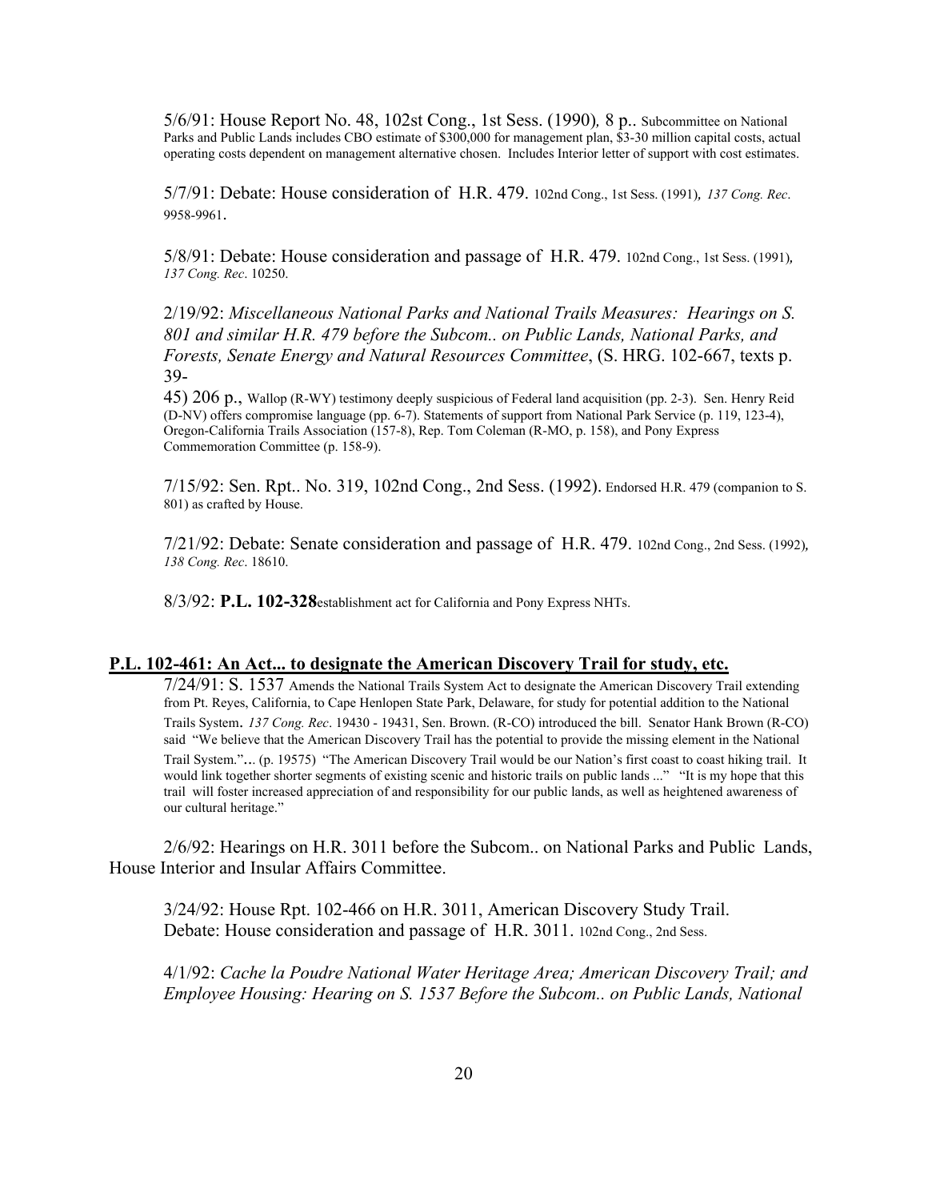5/6/91: House Report No. 48, 102st Cong., 1st Sess. (1990), 8 p.. Subcommittee on National Parks and Public Lands includes CBO estimate of $300,000 for management plan, $3-30 million capital costs, actual operating costs dependent on management alternative chosen. Includes Interior letter of support with cost estimates.

5/7/91: Debate: House consideration of H.R. 479. 102nd Cong., 1st Sess. (1991), *137 Cong. Rec*. 9958-9961.

5/8/91: Debate: House consideration and passage of H.R. 479. 102nd Cong., 1st Sess. (1991), *137 Cong. Rec*. 10250.

2/19/92: *Miscellaneous National Parks and National Trails Measures: Hearings on S. 801 and similar H.R. 479 before the Subcom.. on Public Lands, National Parks, and Forests, Senate Energy and Natural Resources Committee*, (S. HRG. 102-667, texts p. 39-45) 206 p., Wallop (R-WY) testimony deeply suspicious of Federal land acquisition (pp. 2-3). Sen. Henry Reid (D-NV) offers compromise language (pp. 6-7). Statements of support from National Park Service (p. 119, 123-4), Oregon-California Trails Association (157-8), Rep. Tom Coleman (R-MO, p. 158), and Pony Express Commemoration Committee (p. 158-9).

7/15/92: Sen. Rpt.. No. 319, 102nd Cong., 2nd Sess. (1992). Endorsed H.R. 479 (companion to S. 801) as crafted by House.

7/21/92: Debate: Senate consideration and passage of H.R. 479. 102nd Cong., 2nd Sess. (1992), *138 Cong. Rec*. 18610.

8/3/92: **P.L. 102-328** establishment act for California and Pony Express NHTs.

## P.L. 102-461: An Act... to designate the American Discovery Trail for study, etc.

7/24/91: S. 1537 Amends the National Trails System Act to designate the American Discovery Trail extending from Pt. Reyes, California, to Cape Henlopen State Park, Delaware, for study for potential addition to the National Trails System. *137 Cong. Rec*. 19430 - 19431, Sen. Brown. (R-CO) introduced the bill. Senator Hank Brown (R-CO) said "We believe that the American Discovery Trail has the potential to provide the missing element in the National Trail System."... (p. 19575) "The American Discovery Trail would be our Nation's first coast to coast hiking trail. It would link together shorter segments of existing scenic and historic trails on public lands ..." "It is my hope that this trail will foster increased appreciation of and responsibility for our public lands, as well as heightened awareness of our cultural heritage."

2/6/92: Hearings on H.R. 3011 before the Subcom.. on National Parks and Public Lands, House Interior and Insular Affairs Committee.

3/24/92: House Rpt. 102-466 on H.R. 3011, American Discovery Study Trail. Debate: House consideration and passage of H.R. 3011. 102nd Cong., 2nd Sess.

4/1/92: *Cache la Poudre National Water Heritage Area; American Discovery Trail; and Employee Housing: Hearing on S. 1537 Before the Subcom.. on Public Lands, National*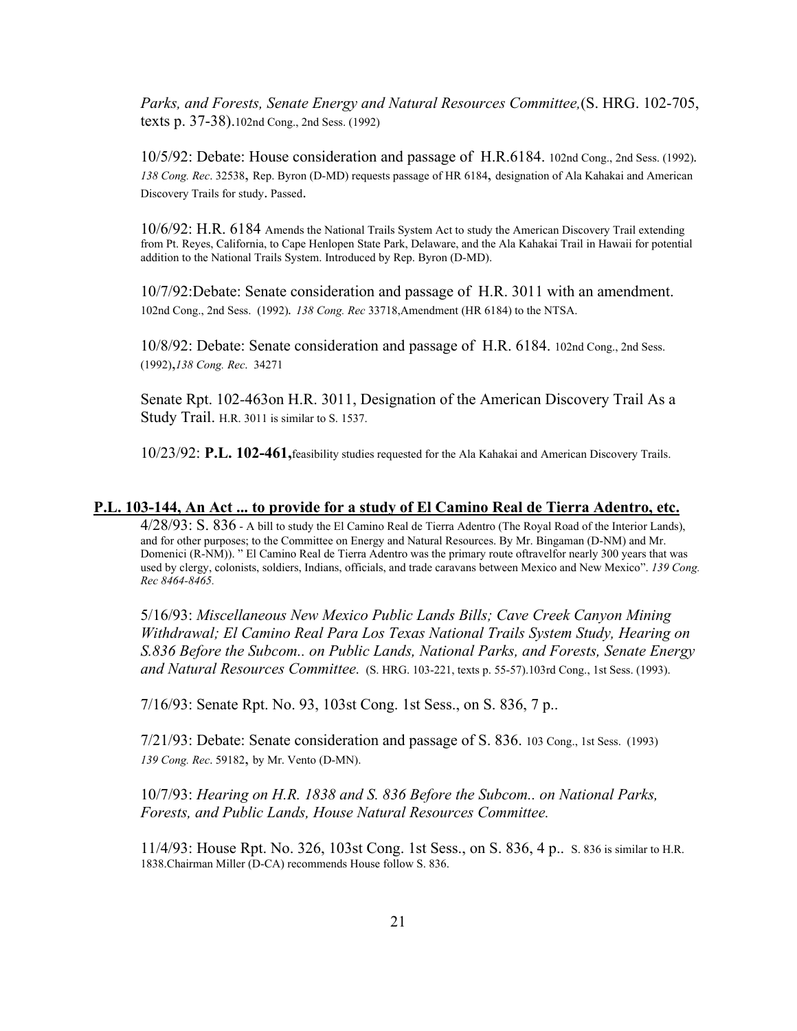*Parks, and Forests, Senate Energy and Natural Resources Committee,*(S. HRG. 102-705, texts p. 37-38).102nd Cong., 2nd Sess. (1992)

10/5/92: Debate: House consideration and passage of H.R.6184. 102nd Cong., 2nd Sess. (1992). *138 Cong. Rec*. 32538, Rep. Byron (D-MD) requests passage of HR 6184, designation of Ala Kahakai and American Discovery Trails for study. Passed.

10/6/92: H.R. 6184 Amends the National Trails System Act to study the American Discovery Trail extending from Pt. Reyes, California, to Cape Henlopen State Park, Delaware, and the Ala Kahakai Trail in Hawaii for potential addition to the National Trails System. Introduced by Rep. Byron (D-MD).

10/7/92:Debate: Senate consideration and passage of H.R. 3011 with an amendment. 102nd Cong., 2nd Sess. (1992). *138 Cong. Rec* 33718,Amendment (HR 6184) to the NTSA.

10/8/92: Debate: Senate consideration and passage of H.R. 6184. 102nd Cong., 2nd Sess. (1992),*138 Cong. Rec*. 34271

Senate Rpt. 102-463on H.R. 3011, Designation of the American Discovery Trail As a Study Trail. H.R. 3011 is similar to S. 1537.

10/23/92: **P.L. 102-461,**feasibility studies requested for the Ala Kahakai and American Discovery Trails.

**P.L. 103-144, An Act ... to provide for a study of El Camino Real de Tierra Adentro, etc.**

4/28/93: S. 836 - A bill to study the El Camino Real de Tierra Adentro (The Royal Road of the Interior Lands), and for other purposes; to the Committee on Energy and Natural Resources. By Mr. Bingaman (D-NM) and Mr. Domenici (R-NM)). " El Camino Real de Tierra Adentro was the primary route oftravelfor nearly 300 years that was used by clergy, colonists, soldiers, Indians, officials, and trade caravans between Mexico and New Mexico". *139 Cong. Rec 8464-8465.*

5/16/93: *Miscellaneous New Mexico Public Lands Bills; Cave Creek Canyon Mining Withdrawal; El Camino Real Para Los Texas National Trails System Study, Hearing on S.836 Before the Subcom.. on Public Lands, National Parks, and Forests, Senate Energy and Natural Resources Committee.* (S. HRG. 103-221, texts p. 55-57).103rd Cong., 1st Sess. (1993).

7/16/93: Senate Rpt. No. 93, 103st Cong. 1st Sess., on S. 836, 7 p..

7/21/93: Debate: Senate consideration and passage of S. 836. 103 Cong., 1st Sess. (1993) *139 Cong. Rec*. 59182, by Mr. Vento (D-MN).

10/7/93: *Hearing on H.R. 1838 and S. 836 Before the Subcom.. on National Parks, Forests, and Public Lands, House Natural Resources Committee.*

11/4/93: House Rpt. No. 326, 103st Cong. 1st Sess., on S. 836, 4 p.. S. 836 is similar to H.R. 1838.Chairman Miller (D-CA) recommends House follow S. 836.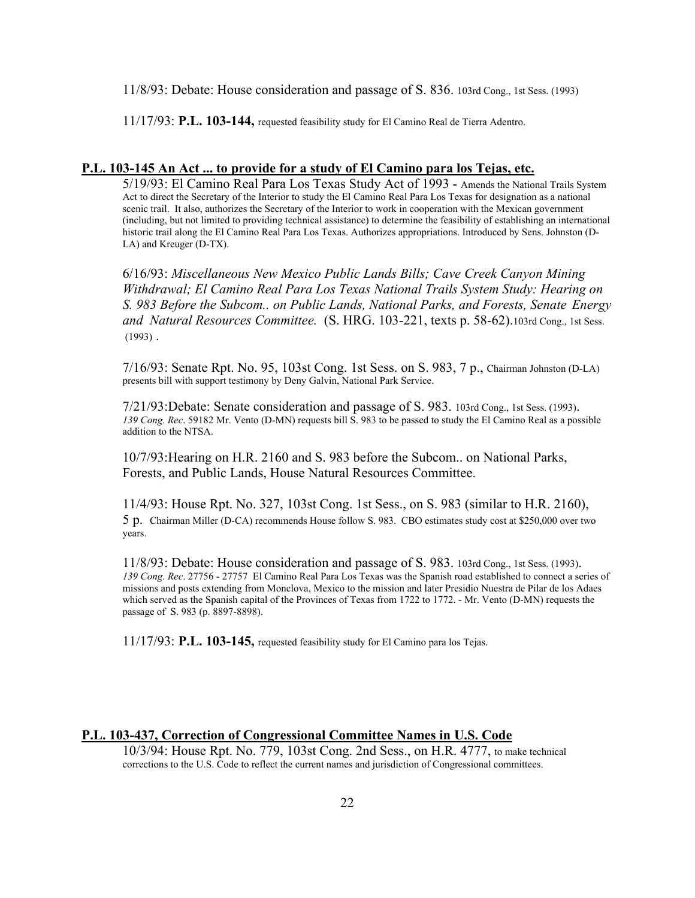11/8/93: Debate: House consideration and passage of S. 836. 103rd Cong., 1st Sess. (1993)

11/17/93: **P.L. 103-144,** requested feasibility study for El Camino Real de Tierra Adentro.

## P.L. 103-145 An Act ... to provide for a study of El Camino para los Tejas, etc.

5/19/93: El Camino Real Para Los Texas Study Act of 1993 - Amends the National Trails System Act to direct the Secretary of the Interior to study the El Camino Real Para Los Texas for designation as a national scenic trail. It also, authorizes the Secretary of the Interior to work in cooperation with the Mexican government (including, but not limited to providing technical assistance) to determine the feasibility of establishing an international historic trail along the El Camino Real Para Los Texas. Authorizes appropriations. Introduced by Sens. Johnston (D-LA) and Kreuger (D-TX).

6/16/93: *Miscellaneous New Mexico Public Lands Bills; Cave Creek Canyon Mining Withdrawal; El Camino Real Para Los Texas National Trails System Study: Hearing on S. 983 Before the Subcom.. on Public Lands, National Parks, and Forests, Senate Energy and Natural Resources Committee.* (S. HRG. 103-221, texts p. 58-62).103rd Cong., 1st Sess. (1993) .

7/16/93: Senate Rpt. No. 95, 103st Cong. 1st Sess. on S. 983, 7 p., Chairman Johnston (D-LA) presents bill with support testimony by Deny Galvin, National Park Service.

7/21/93:Debate: Senate consideration and passage of S. 983. 103rd Cong., 1st Sess. (1993). *139 Cong. Rec*. 59182 Mr. Vento (D-MN) requests bill S. 983 to be passed to study the El Camino Real as a possible addition to the NTSA.

10/7/93:Hearing on H.R. 2160 and S. 983 before the Subcom.. on National Parks, Forests, and Public Lands, House Natural Resources Committee.

11/4/93: House Rpt. No. 327, 103st Cong. 1st Sess., on S. 983 (similar to H.R. 2160), 5 p. Chairman Miller (D-CA) recommends House follow S. 983. CBO estimates study cost at $250,000 over two years.

11/8/93: Debate: House consideration and passage of S. 983. 103rd Cong., 1st Sess. (1993). *139 Cong. Rec*. 27756 - 27757 El Camino Real Para Los Texas was the Spanish road established to connect a series of missions and posts extending from Monclova, Mexico to the mission and later Presidio Nuestra de Pilar de los Adaes which served as the Spanish capital of the Provinces of Texas from 1722 to 1772. - Mr. Vento (D-MN) requests the passage of S. 983 (p. 8897-8898).

11/17/93: **P.L. 103-145,** requested feasibility study for El Camino para los Tejas.

## P.L. 103-437, Correction of Congressional Committee Names in U.S. Code

10/3/94: House Rpt. No. 779, 103st Cong. 2nd Sess., on H.R. 4777, to make technical corrections to the U.S. Code to reflect the current names and jurisdiction of Congressional committees.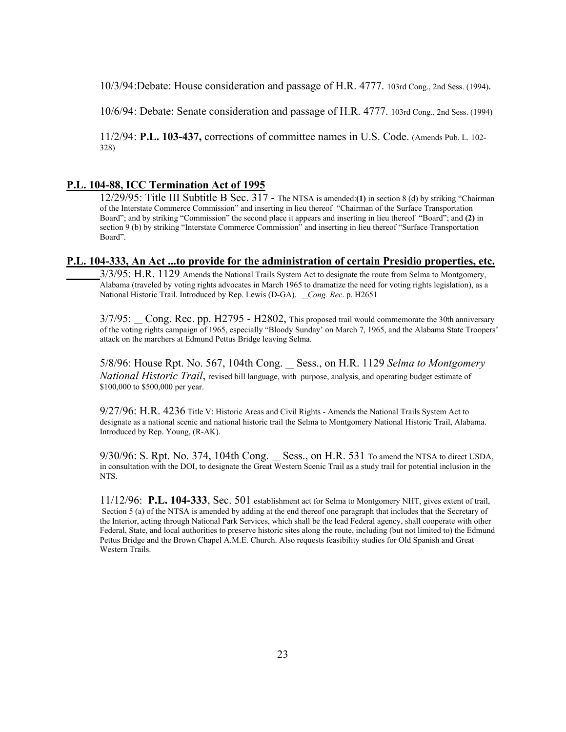10/3/94:Debate: House consideration and passage of H.R. 4777. 103rd Cong., 2nd Sess. (1994).

10/6/94: Debate: Senate consideration and passage of H.R. 4777. 103rd Cong., 2nd Sess. (1994)

11/2/94: **P.L. 103-437,** corrections of committee names in U.S. Code. (Amends Pub. L. 102-328)

## P.L. 104-88, ICC Termination Act of 1995

12/29/95: Title III Subtitle B Sec. 317 - The NTSA is amended:**(1)** in section 8 (d) by striking "Chairman of the Interstate Commerce Commission" and inserting in lieu thereof "Chairman of the Surface Transportation Board"; and by striking "Commission" the second place it appears and inserting in lieu thereof "Board"; and **(2)** in section 9 (b) by striking "Interstate Commerce Commission" and inserting in lieu thereof "Surface Transportation Board".

## P.L. 104-333, An Act ...to provide for the administration of certain Presidio properties, etc.

3/3/95: H.R. 1129 Amends the National Trails System Act to designate the route from Selma to Montgomery, Alabama (traveled by voting rights advocates in March 1965 to dramatize the need for voting rights legislation), as a National Historic Trail. Introduced by Rep. Lewis (D-GA). _*Cong. Rec*. p. H2651

3/7/95: __ Cong. Rec. pp. H2795 - H2802, This proposed trail would commemorate the 30th anniversary of the voting rights campaign of 1965, especially "Bloody Sunday' on March 7, 1965, and the Alabama State Troopers' attack on the marchers at Edmund Pettus Bridge leaving Selma.

5/8/96: House Rpt. No. 567, 104th Cong. __ Sess., on H.R. 1129 *Selma to Montgomery National Historic Trail*, revised bill language, with purpose, analysis, and operating budget estimate of $100,000 to $500,000 per year.

9/27/96: H.R. 4236 Title V: Historic Areas and Civil Rights - Amends the National Trails System Act to designate as a national scenic and national historic trail the Selma - Montgomery National Historic Trail, Alabama. Introduced by Rep. Young, (R-AK).

9/30/96: S. Rpt. No. 374, 104th Cong. __ Sess., on H.R. 531 To amend the NTSA to direct USDA, in consultation with the DOI, to designate the Great Western Scenic Trail as a study trail for potential inclusion in the NTS.

11/12/96: **P.L. 104-333**, Sec. 501 establishment act for Selma to Montgomery NHT, gives extent of trail, Section 5 (a) of the NTSA is amended by adding at the end thereof one paragraph that includes that the Secretary of the Interior, acting through National Park Services, which shall be the lead Federal agency, shall cooperate with other Federal, State, and local authorities to preserve historic sites along the route, including (but not limited to) the Edmund Pettus Bridge and the Brown Chapel A.M.E. Church. Also requests feasibility studies for Old Spanish and Great Western Trails.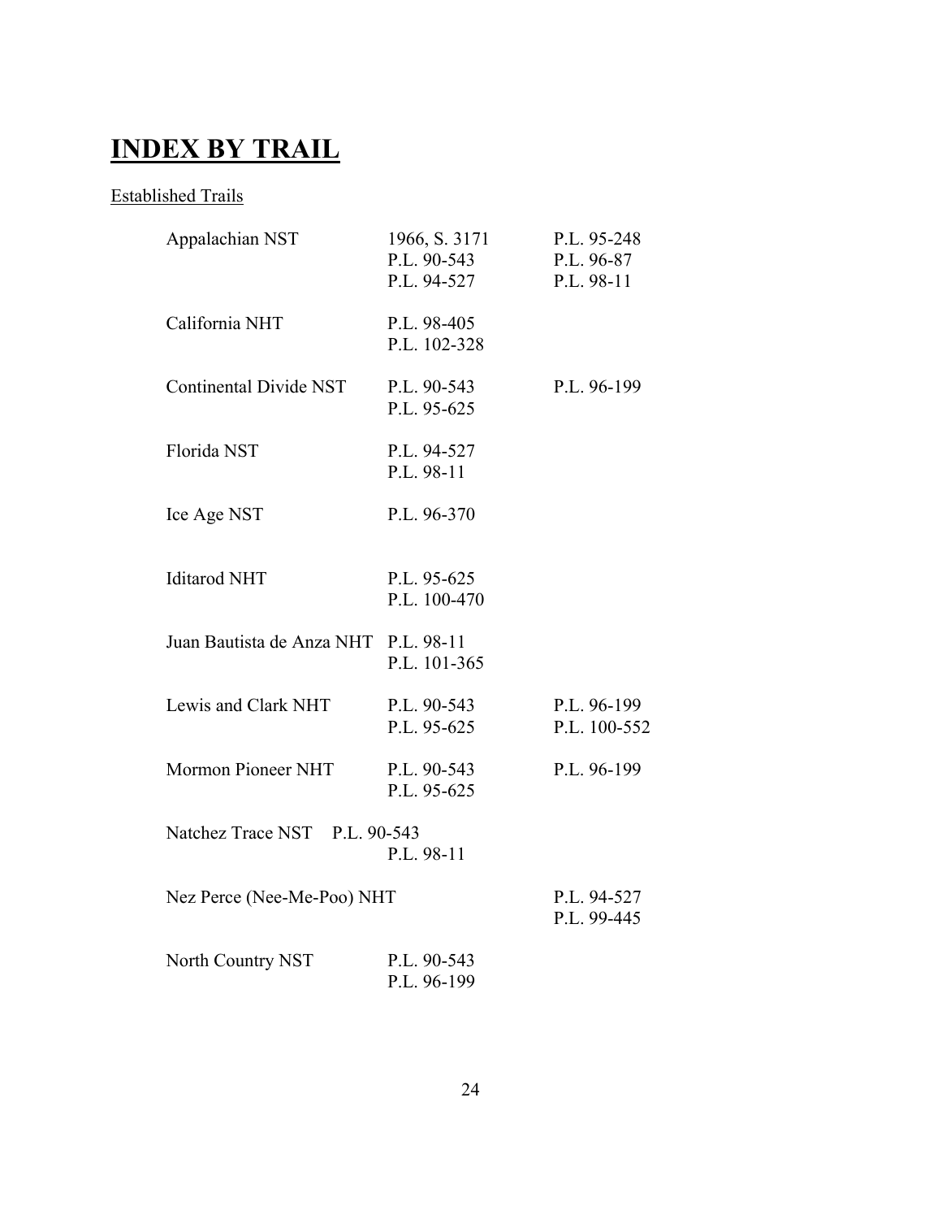# INDEX BY TRAIL

Established Trails

| Trail | | |
|---|---|---|
| Appalachian NST | 1966, S. 3171<br>P.L. 90-543<br>P.L. 94-527 | P.L. 95-248<br>P.L. 96-87<br>P.L. 98-11 |
| California NHT | P.L. 98-405<br>P.L. 102-328 | |
| Continental Divide NST | P.L. 90-543<br>P.L. 95-625 | P.L. 96-199 |
| Florida NST | P.L. 94-527<br>P.L. 98-11 | |
| Ice Age NST | P.L. 96-370 | |
| Iditarod NHT | P.L. 95-625<br>P.L. 100-470 | |
| Juan Bautista de Anza NHT | P.L. 98-11<br>P.L. 101-365 | |
| Lewis and Clark NHT | P.L. 90-543<br>P.L. 95-625 | P.L. 96-199<br>P.L. 100-552 |
| Mormon Pioneer NHT | P.L. 90-543<br>P.L. 95-625 | P.L. 96-199 |
| Natchez Trace NST | P.L. 90-543<br>P.L. 98-11 | |
| Nez Perce (Nee-Me-Poo) NHT | | P.L. 94-527<br>P.L. 99-445 |
| North Country NST | P.L. 90-543<br>P.L. 96-199 | |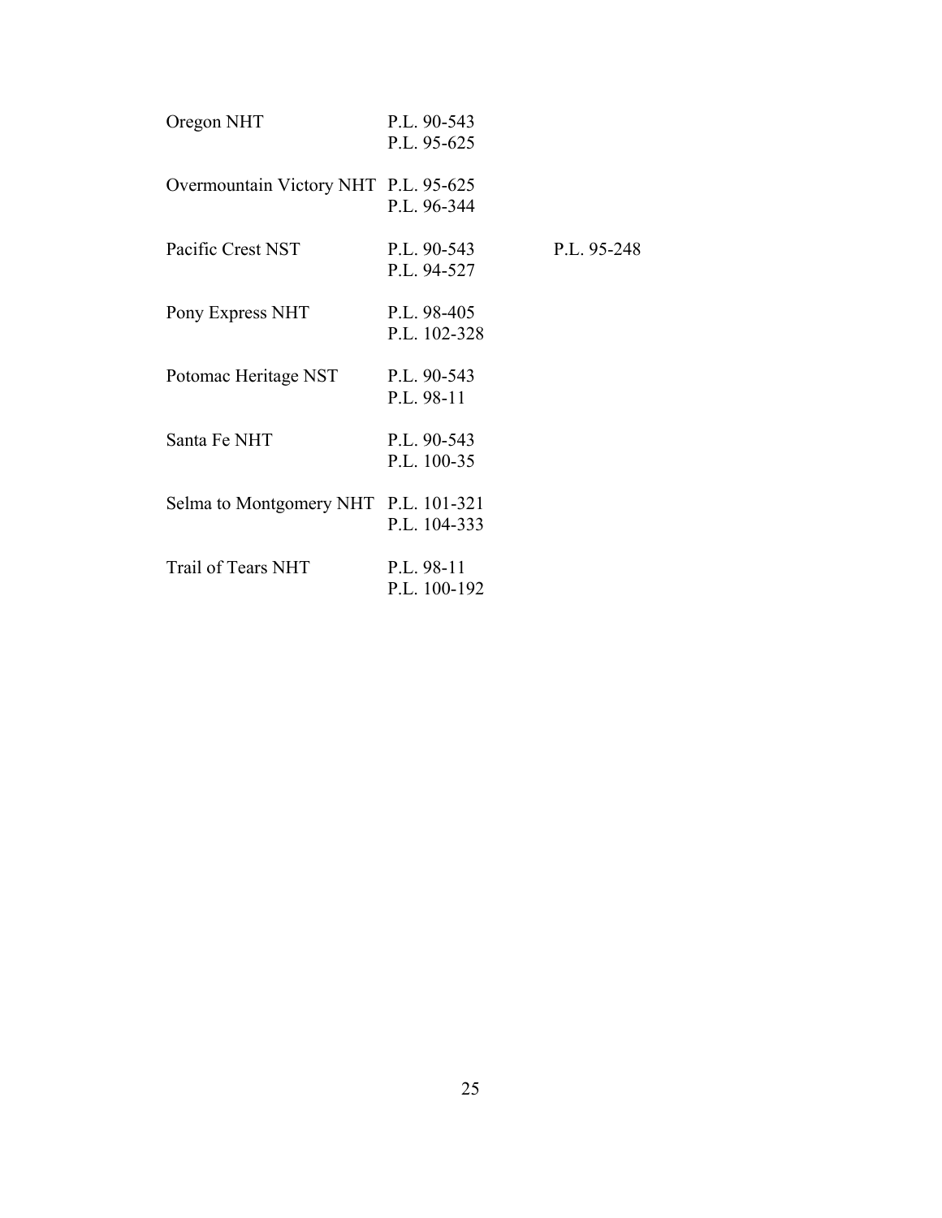| | | |
|---|---|---|
| Oregon NHT | P.L. 90-543<br>P.L. 95-625 | |
| Overmountain Victory NHT | P.L. 95-625<br>P.L. 96-344 | |
| Pacific Crest NST | P.L. 90-543<br>P.L. 94-527 | P.L. 95-248 |
| Pony Express NHT | P.L. 98-405<br>P.L. 102-328 | |
| Potomac Heritage NST | P.L. 90-543<br>P.L. 98-11 | |
| Santa Fe NHT | P.L. 90-543<br>P.L. 100-35 | |
| Selma to Montgomery NHT | P.L. 101-321<br>P.L. 104-333 | |
| Trail of Tears NHT | P.L. 98-11<br>P.L. 100-192 | |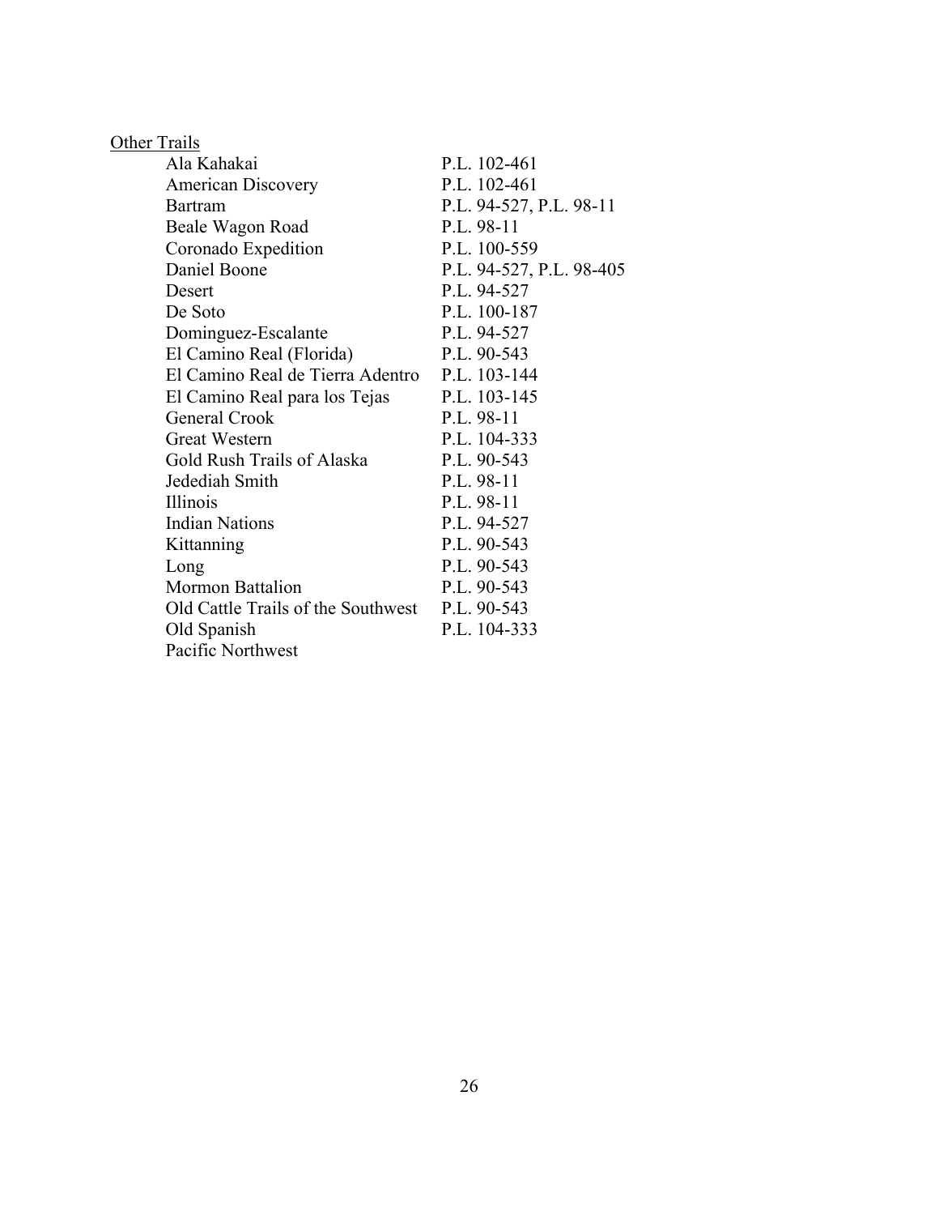Other Trails

| | |
|---|---|
| Ala Kahakai | P.L. 102-461 |
| American Discovery | P.L. 102-461 |
| Bartram | P.L. 94-527, P.L. 98-11 |
| Beale Wagon Road | P.L. 98-11 |
| Coronado Expedition | P.L. 100-559 |
| Daniel Boone | P.L. 94-527, P.L. 98-405 |
| Desert | P.L. 94-527 |
| De Soto | P.L. 100-187 |
| Dominguez-Escalante | P.L. 94-527 |
| El Camino Real (Florida) | P.L. 90-543 |
| El Camino Real de Tierra Adentro | P.L. 103-144 |
| El Camino Real para los Tejas | P.L. 103-145 |
| General Crook | P.L. 98-11 |
| Great Western | P.L. 104-333 |
| Gold Rush Trails of Alaska | P.L. 90-543 |
| Jedediah Smith | P.L. 98-11 |
| Illinois | P.L. 98-11 |
| Indian Nations | P.L. 94-527 |
| Kittanning | P.L. 90-543 |
| Long | P.L. 90-543 |
| Mormon Battalion | P.L. 90-543 |
| Old Cattle Trails of the Southwest | P.L. 90-543 |
| Old Spanish | P.L. 104-333 |
| Pacific Northwest | |